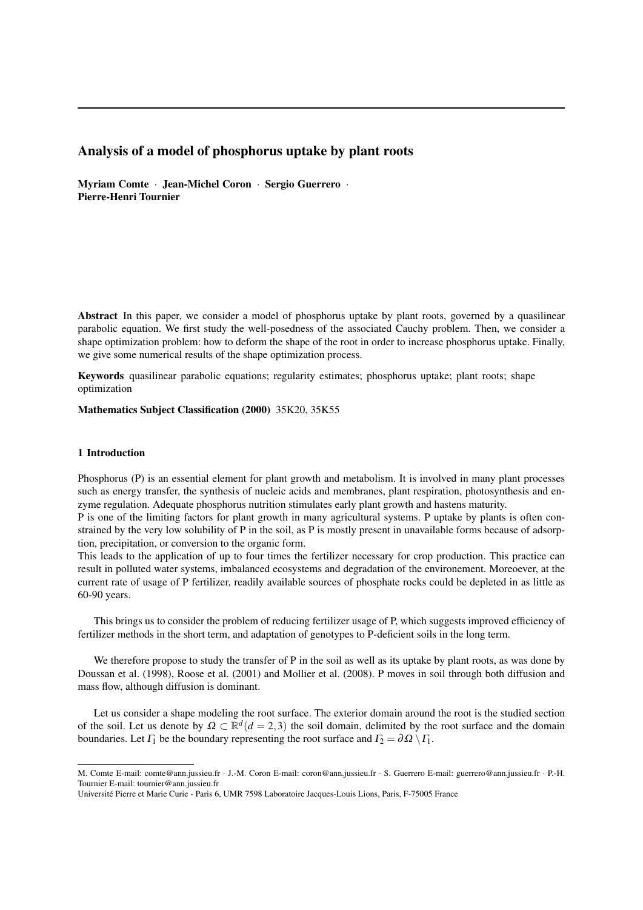# Analysis of a model of phosphorus uptake by plant roots

**Myriam Comte** · **Jean-Michel Coron** · **Sergio Guerrero** · **Pierre-Henri Tournier**

**Abstract** In this paper, we consider a model of phosphorus uptake by plant roots, governed by a quasilinear parabolic equation. We first study the well-posedness of the associated Cauchy problem. Then, we consider a shape optimization problem: how to deform the shape of the root in order to increase phosphorus uptake. Finally, we give some numerical results of the shape optimization process.

**Keywords** quasilinear parabolic equations; regularity estimates; phosphorus uptake; plant roots; shape optimization

**Mathematics Subject Classification (2000)** 35K20, 35K55

## 1 Introduction

Phosphorus (P) is an essential element for plant growth and metabolism. It is involved in many plant processes such as energy transfer, the synthesis of nucleic acids and membranes, plant respiration, photosynthesis and enzyme regulation. Adequate phosphorus nutrition stimulates early plant growth and hastens maturity.
P is one of the limiting factors for plant growth in many agricultural systems. P uptake by plants is often constrained by the very low solubility of P in the soil, as P is mostly present in unavailable forms because of adsorption, precipitation, or conversion to the organic form.
This leads to the application of up to four times the fertilizer necessary for crop production. This practice can result in polluted water systems, imbalanced ecosystems and degradation of the environement. Moreoever, at the current rate of usage of P fertilizer, readily available sources of phosphate rocks could be depleted in as little as 60-90 years.

This brings us to consider the problem of reducing fertilizer usage of P, which suggests improved efficiency of fertilizer methods in the short term, and adaptation of genotypes to P-deficient soils in the long term.

We therefore propose to study the transfer of P in the soil as well as its uptake by plant roots, as was done by Doussan et al. (1998), Roose et al. (2001) and Mollier et al. (2008). P moves in soil through both diffusion and mass flow, although diffusion is dominant.

Let us consider a shape modeling the root surface. The exterior domain around the root is the studied section of the soil. Let us denote by $\Omega \subset \mathbb{R}^d (d = 2,3)$ the soil domain, delimited by the root surface and the domain boundaries. Let $\Gamma_1$ be the boundary representing the root surface and $\Gamma_2 = \partial\Omega \setminus \Gamma_1$.

---

M. Comte E-mail: comte@ann.jussieu.fr · J.-M. Coron E-mail: coron@ann.jussieu.fr · S. Guerrero E-mail: guerrero@ann.jussieu.fr · P.-H. Tournier E-mail: tournier@ann.jussieu.fr
Université Pierre et Marie Curie - Paris 6, UMR 7598 Laboratoire Jacques-Louis Lions, Paris, F-75005 France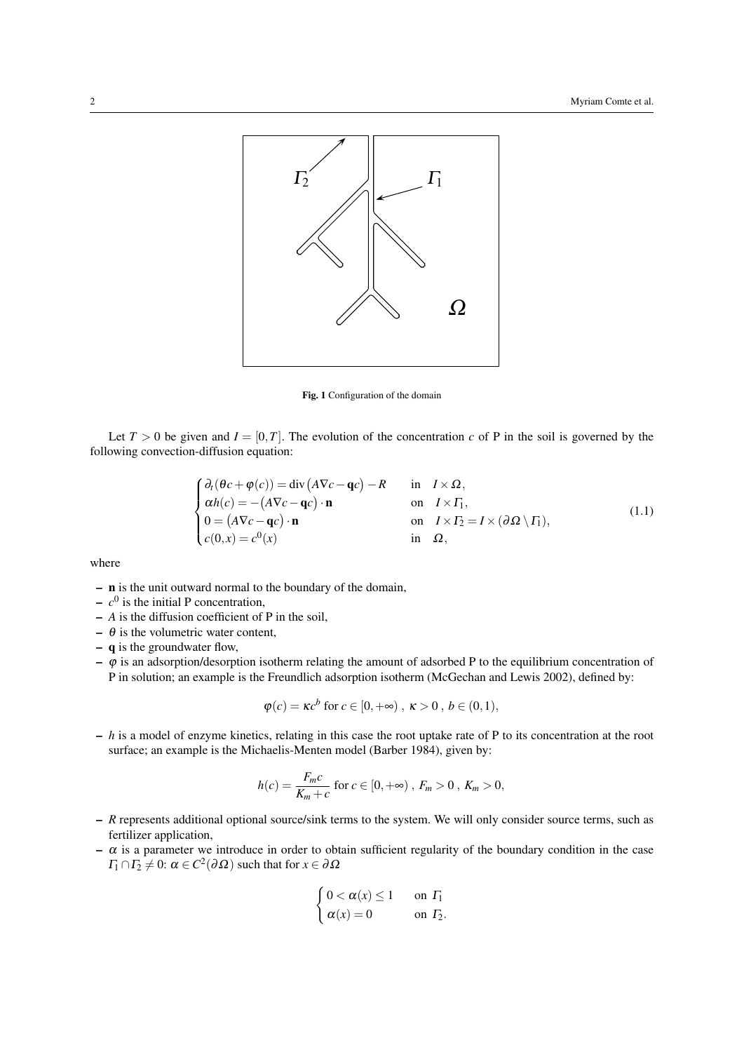Fig. 1 Configuration of the domain

Let $T > 0$ be given and $I = [0,T]$. The evolution of the concentration $c$ of P in the soil is governed by the following convection-diffusion equation:

$$
\begin{cases}
\partial_t(\theta c + \varphi(c)) = \operatorname{div}\big(A\nabla c - \mathbf{q}c\big) - R & \text{in} \quad I \times \Omega, \\
\alpha h(c) = -\big(A\nabla c - \mathbf{q}c\big) \cdot \mathbf{n} & \text{on} \quad I \times \Gamma_1, \\
0 = \big(A\nabla c - \mathbf{q}c\big) \cdot \mathbf{n} & \text{on} \quad I \times \Gamma_2 = I \times (\partial\Omega \setminus \Gamma_1), \\
c(0,x) = c^0(x) & \text{in} \quad \Omega,
\end{cases}
\tag{1.1}
$$

where

- $\mathbf{n}$ is the unit outward normal to the boundary of the domain,
- $c^0$ is the initial P concentration,
- $A$ is the diffusion coefficient of P in the soil,
- $\theta$ is the volumetric water content,
- $\mathbf{q}$ is the groundwater flow,
- $\varphi$ is an adsorption/desorption isotherm relating the amount of adsorbed P to the equilibrium concentration of P in solution; an example is the Freundlich adsorption isotherm (McGechan and Lewis 2002), defined by:

$$
\varphi(c) = \kappa c^b \text{ for } c \in [0,+\infty)\ ,\ \kappa > 0\ ,\ b \in (0,1),
$$

- $h$ is a model of enzyme kinetics, relating in this case the root uptake rate of P to its concentration at the root surface; an example is the Michaelis-Menten model (Barber 1984), given by:

$$
h(c) = \frac{F_m c}{K_m + c} \text{ for } c \in [0,+\infty)\ ,\ F_m > 0\ ,\ K_m > 0,
$$

- $R$ represents additional optional source/sink terms to the system. We will only consider source terms, such as fertilizer application,
- $\alpha$ is a parameter we introduce in order to obtain sufficient regularity of the boundary condition in the case $\Gamma_1 \cap \Gamma_2 \neq 0$: $\alpha \in C^2(\partial\Omega)$ such that for $x \in \partial\Omega$

$$
\begin{cases}
0 < \alpha(x) \leq 1 & \text{on } \Gamma_1 \\
\alpha(x) = 0 & \text{on } \Gamma_2.
\end{cases}
$$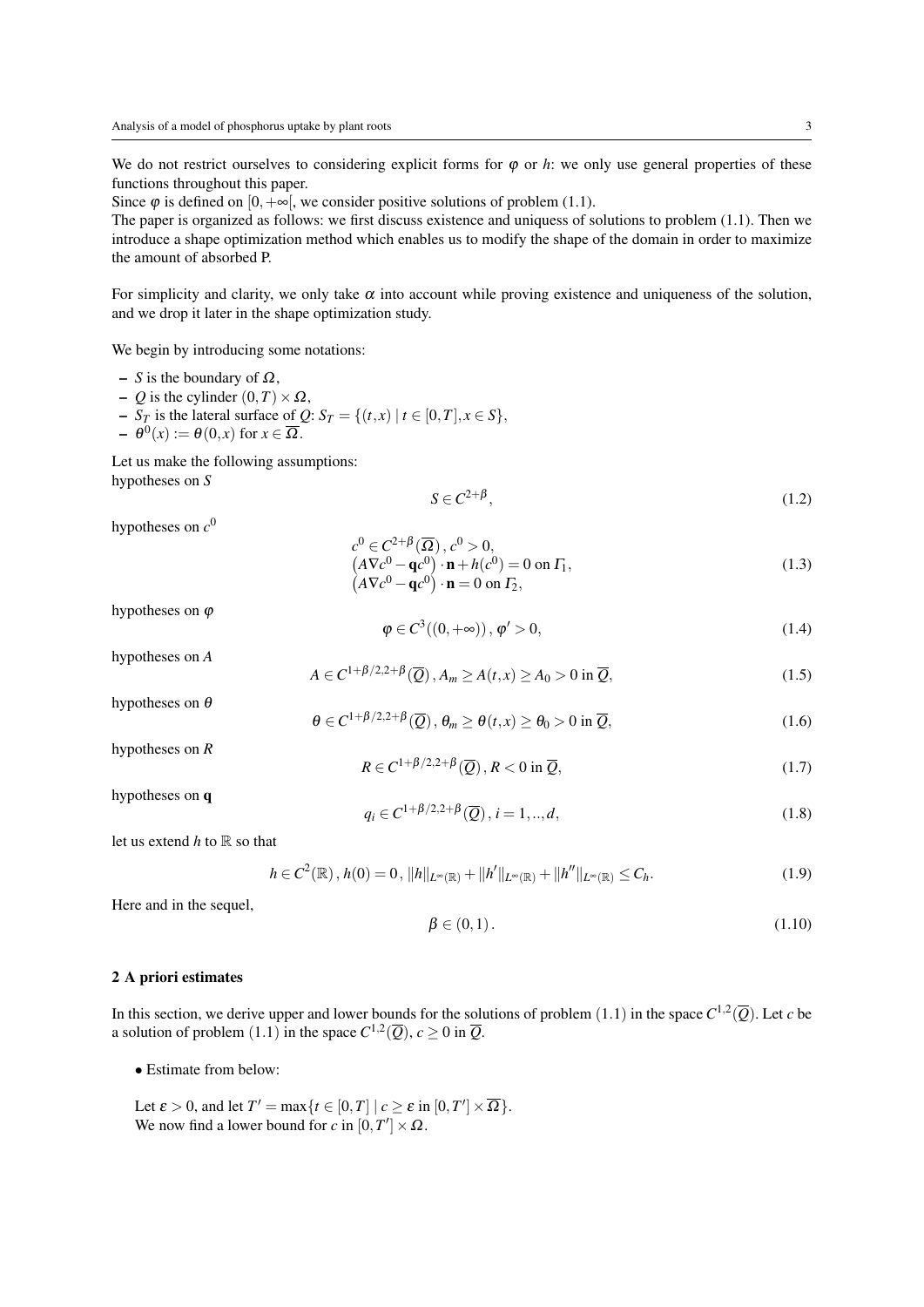We do not restrict ourselves to considering explicit forms for $\varphi$ or $h$: we only use general properties of these functions throughout this paper.

Since $\varphi$ is defined on $[0,+\infty[$, we consider positive solutions of problem (1.1).

The paper is organized as follows: we first discuss existence and uniquess of solutions to problem (1.1). Then we introduce a shape optimization method which enables us to modify the shape of the domain in order to maximize the amount of absorbed P.

For simplicity and clarity, we only take $\alpha$ into account while proving existence and uniqueness of the solution, and we drop it later in the shape optimization study.

We begin by introducing some notations:

- $S$ is the boundary of $\Omega$,
- $Q$ is the cylinder $(0,T)\times\Omega$,
- $S_T$ is the lateral surface of $Q$: $S_T = \{(t,x) \mid t\in[0,T], x\in S\}$,
- $\theta^0(x) := \theta(0,x)$ for $x\in\overline{\Omega}$.

Let us make the following assumptions:

hypotheses on $S$

$$S\in C^{2+\beta}, \tag{1.2}$$

hypotheses on $c^0$

$$\begin{aligned} &c^0\in C^{2+\beta}(\overline{\Omega}),\, c^0>0,\\ &\left(A\nabla c^0-\mathbf{q}c^0\right)\cdot\mathbf{n}+h(c^0)=0 \text{ on } \Gamma_1,\\ &\left(A\nabla c^0-\mathbf{q}c^0\right)\cdot\mathbf{n}=0 \text{ on } \Gamma_2, \end{aligned} \tag{1.3}$$

hypotheses on $\varphi$

$$\varphi\in C^3((0,+\infty)),\, \varphi'>0, \tag{1.4}$$

hypotheses on $A$

$$A\in C^{1+\beta/2,2+\beta}(\overline{Q}),\, A_m\geq A(t,x)\geq A_0>0 \text{ in } \overline{Q}, \tag{1.5}$$

hypotheses on $\theta$

$$\theta\in C^{1+\beta/2,2+\beta}(\overline{Q}),\, \theta_m\geq\theta(t,x)\geq\theta_0>0 \text{ in } \overline{Q}, \tag{1.6}$$

hypotheses on $R$

$$R\in C^{1+\beta/2,2+\beta}(\overline{Q}),\, R<0 \text{ in } \overline{Q}, \tag{1.7}$$

hypotheses on $\mathbf{q}$

$$q_i\in C^{1+\beta/2,2+\beta}(\overline{Q}),\, i=1,..,d, \tag{1.8}$$

let us extend $h$ to $\mathbb{R}$ so that

$$h\in C^2(\mathbb{R}),\, h(0)=0,\, \|h\|_{L^\infty(\mathbb{R})}+\|h'\|_{L^\infty(\mathbb{R})}+\|h''\|_{L^\infty(\mathbb{R})}\leq C_h. \tag{1.9}$$

Here and in the sequel,

$$\beta\in(0,1). \tag{1.10}$$

## 2 A priori estimates

In this section, we derive upper and lower bounds for the solutions of problem (1.1) in the space $C^{1,2}(\overline{Q})$. Let $c$ be a solution of problem (1.1) in the space $C^{1,2}(\overline{Q})$, $c\geq 0$ in $\overline{Q}$.

- Estimate from below:

Let $\varepsilon>0$, and let $T'=\max\{t\in[0,T] \mid c\geq\varepsilon \text{ in } [0,T']\times\overline{\Omega}\}$.
We now find a lower bound for $c$ in $[0,T']\times\Omega$.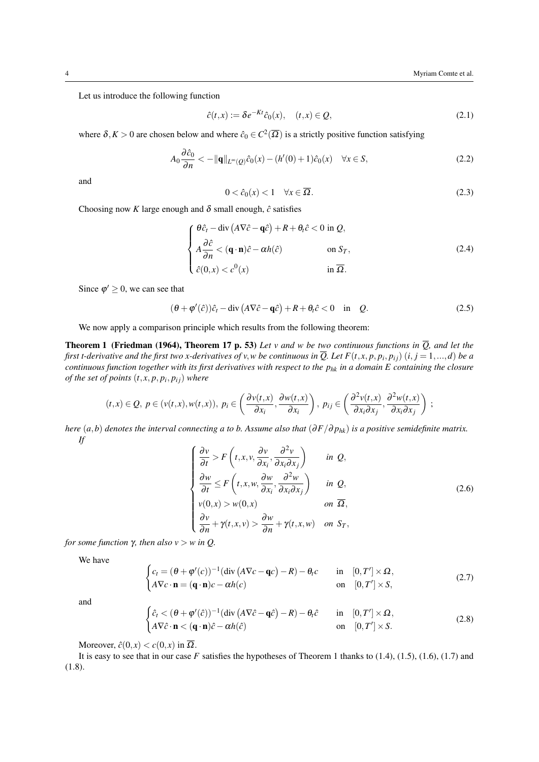Let us introduce the following function

$$\hat{c}(t,x) := \delta e^{-Kt}\hat{c}_0(x), \quad (t,x) \in Q, \tag{2.1}$$

where $\delta, K > 0$ are chosen below and where $\hat{c}_0 \in C^2(\overline{\Omega})$ is a strictly positive function satisfying

$$A_0 \frac{\partial \hat{c}_0}{\partial n} < -\|\mathbf{q}\|_{L^\infty(Q)}\hat{c}_0(x) - (h'(0)+1)\hat{c}_0(x) \quad \forall x \in S, \tag{2.2}$$

and

$$0 < \hat{c}_0(x) < 1 \quad \forall x \in \overline{\Omega}. \tag{2.3}$$

Choosing now $K$ large enough and $\delta$ small enough, $\hat{c}$ satisfies

$$\begin{cases} \theta \hat{c}_t - \operatorname{div}\left(A\nabla \hat{c} - \mathbf{q}\hat{c}\right) + R + \theta_t \hat{c} < 0 \text{ in } Q, \\ A\dfrac{\partial \hat{c}}{\partial n} < (\mathbf{q}\cdot\mathbf{n})\hat{c} - \alpha h(\hat{c}) \qquad \text{on } S_T, \\ \hat{c}(0,x) < c^0(x) \qquad \text{in } \overline{\Omega}. \end{cases} \tag{2.4}$$

Since $\varphi' \geq 0$, we can see that

$$(\theta + \varphi'(\hat{c}))\hat{c}_t - \operatorname{div}\left(A\nabla \hat{c} - \mathbf{q}\hat{c}\right) + R + \theta_t \hat{c} < 0 \quad \text{in} \quad Q. \tag{2.5}$$

We now apply a comparison principle which results from the following theorem:

**Theorem 1 (Friedman (1964), Theorem 17 p. 53)** *Let $v$ and $w$ be two continuous functions in $\overline{Q}$, and let the first $t$-derivative and the first two $x$-derivatives of $v, w$ be continuous in $\overline{Q}$. Let $F(t,x,p,p_i,p_{ij})$ $(i,j = 1,...,d)$ be a continuous function together with its first derivatives with respect to the $p_{hk}$ in a domain $E$ containing the closure of the set of points $(t,x,p,p_i,p_{ij})$ where*

$$(t,x) \in Q,\; p \in (v(t,x), w(t,x)),\; p_i \in \left(\frac{\partial v(t,x)}{\partial x_i}, \frac{\partial w(t,x)}{\partial x_i}\right),\; p_{ij} \in \left(\frac{\partial^2 v(t,x)}{\partial x_i \partial x_j}, \frac{\partial^2 w(t,x)}{\partial x_i \partial x_j}\right)\;;$$

*here $(a,b)$ denotes the interval connecting $a$ to $b$. Assume also that $(\partial F/\partial p_{hk})$ is a positive semidefinite matrix. If*

$$\begin{cases} \dfrac{\partial v}{\partial t} > F\left(t,x,v,\dfrac{\partial v}{\partial x_i},\dfrac{\partial^2 v}{\partial x_i \partial x_j}\right) & \text{in } Q, \\ \dfrac{\partial w}{\partial t} \leq F\left(t,x,w,\dfrac{\partial w}{\partial x_i},\dfrac{\partial^2 w}{\partial x_i \partial x_j}\right) & \text{in } Q, \\ v(0,x) > w(0,x) & \text{on } \overline{\Omega}, \\ \dfrac{\partial v}{\partial n} + \gamma(t,x,v) > \dfrac{\partial w}{\partial n} + \gamma(t,x,w) & \text{on } S_T, \end{cases} \tag{2.6}$$

*for some function $\gamma$, then also $v > w$ in $Q$.*

We have

$$\begin{cases} c_t = (\theta + \varphi'(c))^{-1}(\operatorname{div}\left(A\nabla c - \mathbf{q}c\right) - R) - \theta_t c & \text{in} \quad [0,T'] \times \Omega, \\ A\nabla c \cdot \mathbf{n} = (\mathbf{q}\cdot\mathbf{n})c - \alpha h(c) & \text{on} \quad [0,T'] \times S, \end{cases} \tag{2.7}$$

and

$$\begin{cases} \hat{c}_t < (\theta + \varphi'(\hat{c}))^{-1}(\operatorname{div}\left(A\nabla \hat{c} - \mathbf{q}\hat{c}\right) - R) - \theta_t \hat{c} & \text{in} \quad [0,T'] \times \Omega, \\ A\nabla \hat{c} \cdot \mathbf{n} < (\mathbf{q}\cdot\mathbf{n})\hat{c} - \alpha h(\hat{c}) & \text{on} \quad [0,T'] \times S. \end{cases} \tag{2.8}$$

Moreover, $\hat{c}(0,x) < c(0,x)$ in $\overline{\Omega}$.

It is easy to see that in our case $F$ satisfies the hypotheses of Theorem 1 thanks to (1.4), (1.5), (1.6), (1.7) and (1.8).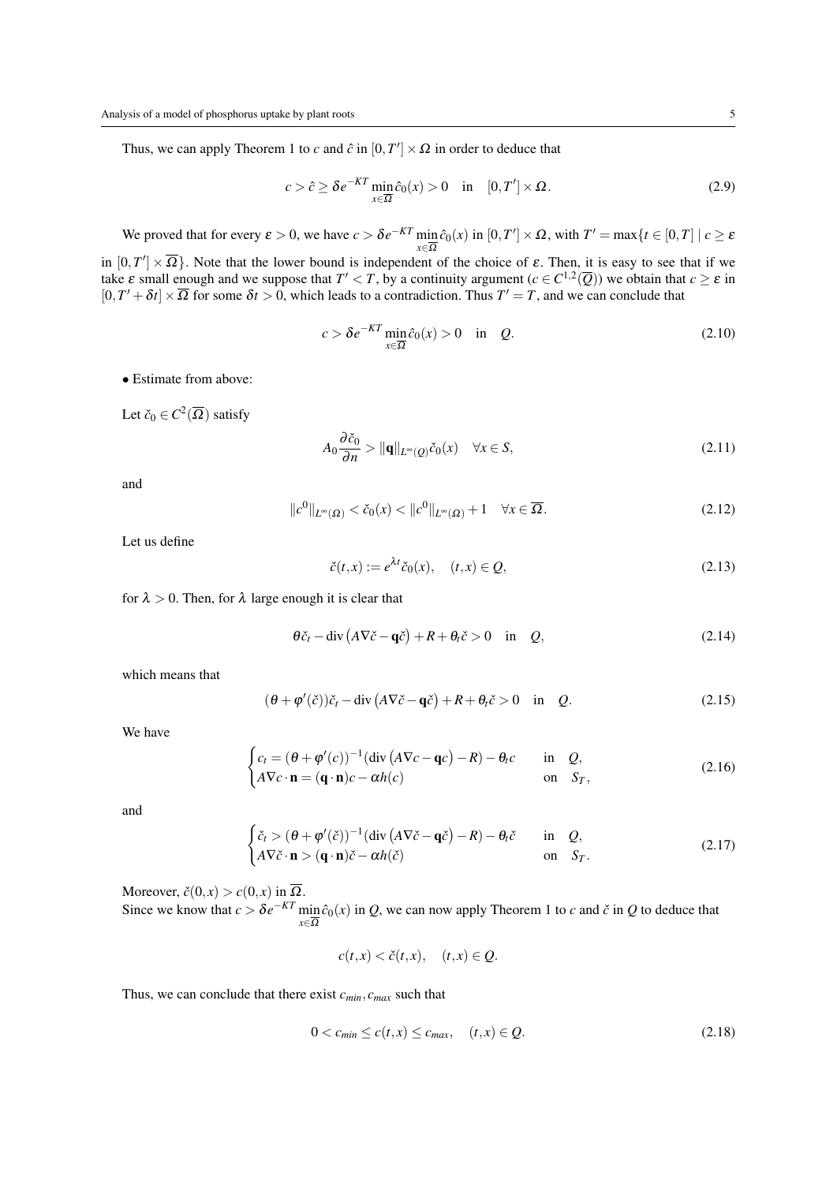Thus, we can apply Theorem 1 to $c$ and $\hat{c}$ in $[0,T'] \times \Omega$ in order to deduce that

$$c > \hat{c} \geq \delta e^{-KT} \min_{x \in \overline{\Omega}} \hat{c}_0(x) > 0 \quad \text{in} \quad [0,T'] \times \Omega. \tag{2.9}$$

We proved that for every $\varepsilon > 0$, we have $c > \delta e^{-KT} \min_{x \in \overline{\Omega}} \hat{c}_0(x)$ in $[0,T'] \times \Omega$, with $T' = \max\{t \in [0,T] \mid c \geq \varepsilon$ in $[0,T'] \times \overline{\Omega}\}$. Note that the lower bound is independent of the choice of $\varepsilon$. Then, it is easy to see that if we take $\varepsilon$ small enough and we suppose that $T' < T$, by a continuity argument ($c \in C^{1,2}(\overline{Q})$) we obtain that $c \geq \varepsilon$ in $[0, T' + \delta t] \times \overline{\Omega}$ for some $\delta t > 0$, which leads to a contradiction. Thus $T' = T$, and we can conclude that

$$c > \delta e^{-KT} \min_{x \in \overline{\Omega}} \hat{c}_0(x) > 0 \quad \text{in} \quad Q. \tag{2.10}$$

• Estimate from above:

Let $\check{c}_0 \in C^2(\overline{\Omega})$ satisfy

$$A_0 \frac{\partial \check{c}_0}{\partial n} > \|\mathbf{q}\|_{L^\infty(Q)} \check{c}_0(x) \quad \forall x \in S, \tag{2.11}$$

and

$$\|c^0\|_{L^\infty(\Omega)} < \check{c}_0(x) < \|c^0\|_{L^\infty(\Omega)} + 1 \quad \forall x \in \overline{\Omega}. \tag{2.12}$$

Let us define

$$\check{c}(t,x) := e^{\lambda t} \check{c}_0(x), \quad (t,x) \in Q, \tag{2.13}$$

for $\lambda > 0$. Then, for $\lambda$ large enough it is clear that

$$\theta \check{c}_t - \operatorname{div}\left(A \nabla \check{c} - \mathbf{q} \check{c}\right) + R + \theta_t \check{c} > 0 \quad \text{in} \quad Q, \tag{2.14}$$

which means that

$$(\theta + \varphi'(\check{c})) \check{c}_t - \operatorname{div}\left(A \nabla \check{c} - \mathbf{q} \check{c}\right) + R + \theta_t \check{c} > 0 \quad \text{in} \quad Q. \tag{2.15}$$

We have

$$\begin{cases} c_t = (\theta + \varphi'(c))^{-1} (\operatorname{div}\left(A \nabla c - \mathbf{q} c\right) - R) - \theta_t c & \text{in} \quad Q, \\ A \nabla c \cdot \mathbf{n} = (\mathbf{q} \cdot \mathbf{n}) c - \alpha h(c) & \text{on} \quad S_T, \end{cases} \tag{2.16}$$

and

$$\begin{cases} \check{c}_t > (\theta + \varphi'(\check{c}))^{-1} (\operatorname{div}\left(A \nabla \check{c} - \mathbf{q} \check{c}\right) - R) - \theta_t \check{c} & \text{in} \quad Q, \\ A \nabla \check{c} \cdot \mathbf{n} > (\mathbf{q} \cdot \mathbf{n}) \check{c} - \alpha h(\check{c}) & \text{on} \quad S_T. \end{cases} \tag{2.17}$$

Moreover, $\check{c}(0,x) > c(0,x)$ in $\overline{\Omega}$.
Since we know that $c > \delta e^{-KT} \min_{x \in \overline{\Omega}} \hat{c}_0(x)$ in $Q$, we can now apply Theorem 1 to $c$ and $\check{c}$ in $Q$ to deduce that

$$c(t,x) < \check{c}(t,x), \quad (t,x) \in Q.$$

Thus, we can conclude that there exist $c_{min}, c_{max}$ such that

$$0 < c_{min} \leq c(t,x) \leq c_{max}, \quad (t,x) \in Q. \tag{2.18}$$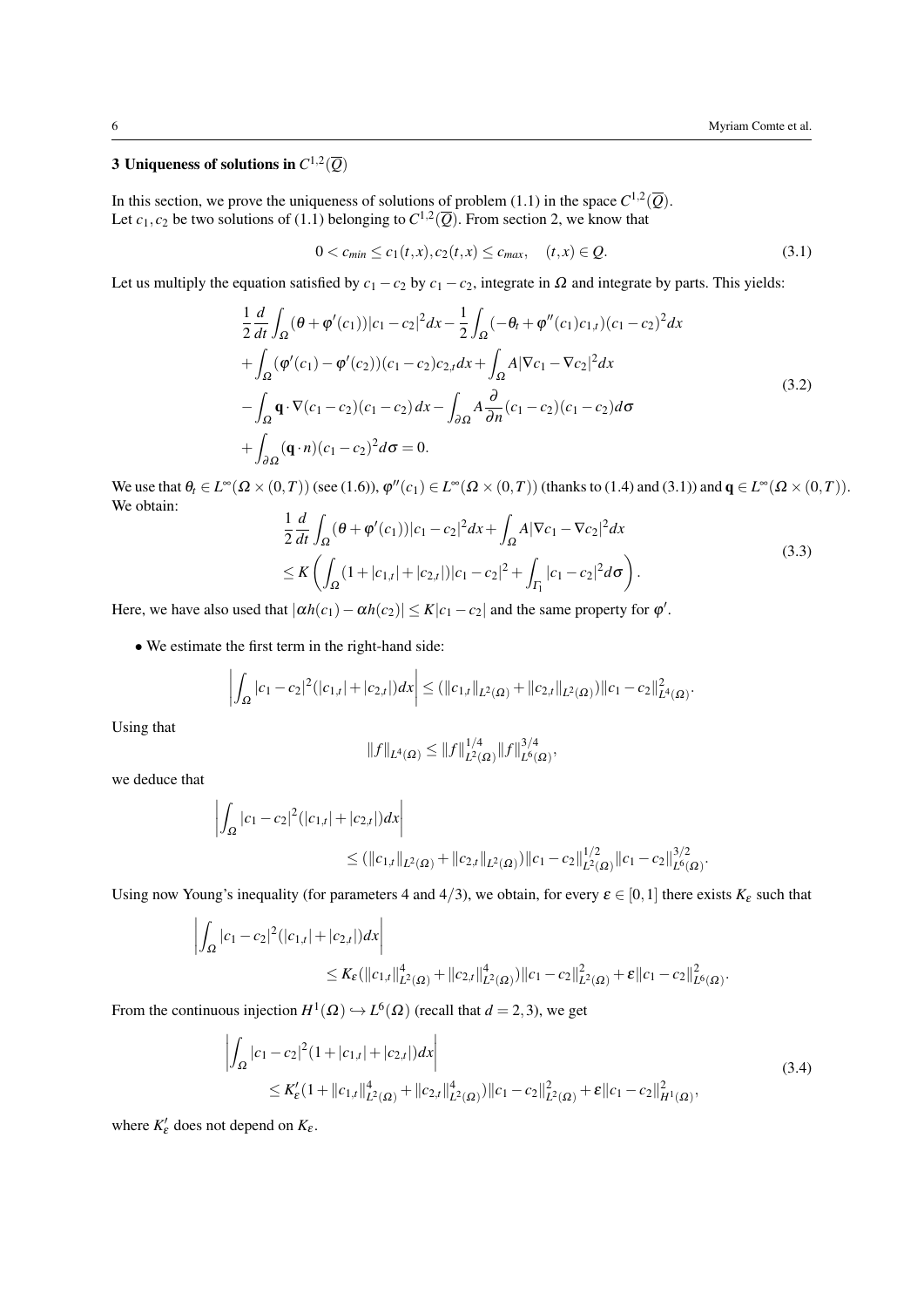## 3 Uniqueness of solutions in $C^{1,2}(\overline{Q})$

In this section, we prove the uniqueness of solutions of problem (1.1) in the space $C^{1,2}(\overline{Q})$.
Let $c_1, c_2$ be two solutions of (1.1) belonging to $C^{1,2}(\overline{Q})$. From section 2, we know that

$$0 < c_{min} \leq c_1(t,x), c_2(t,x) \leq c_{max}, \quad (t,x) \in Q. \tag{3.1}$$

Let us multiply the equation satisfied by $c_1 - c_2$ by $c_1 - c_2$, integrate in $\Omega$ and integrate by parts. This yields:

$$\begin{aligned}
&\frac{1}{2}\frac{d}{dt}\int_\Omega (\theta + \varphi'(c_1))|c_1 - c_2|^2 dx - \frac{1}{2}\int_\Omega (-\theta_t + \varphi''(c_1)c_{1,t})(c_1 - c_2)^2 dx \\
&+ \int_\Omega (\varphi'(c_1) - \varphi'(c_2))(c_1 - c_2)c_{2,t} dx + \int_\Omega A|\nabla c_1 - \nabla c_2|^2 dx \\
&- \int_\Omega \mathbf{q}\cdot\nabla(c_1 - c_2)(c_1 - c_2)\,dx - \int_{\partial\Omega} A\frac{\partial}{\partial n}(c_1 - c_2)(c_1 - c_2)d\sigma \\
&+ \int_{\partial\Omega} (\mathbf{q}\cdot n)(c_1 - c_2)^2 d\sigma = 0.
\end{aligned} \tag{3.2}$$

We use that $\theta_t \in L^\infty(\Omega\times(0,T))$ (see (1.6)), $\varphi''(c_1) \in L^\infty(\Omega\times(0,T))$ (thanks to (1.4) and (3.1)) and $\mathbf{q} \in L^\infty(\Omega\times(0,T))$. We obtain:

$$\begin{aligned}
&\frac{1}{2}\frac{d}{dt}\int_\Omega (\theta + \varphi'(c_1))|c_1 - c_2|^2 dx + \int_\Omega A|\nabla c_1 - \nabla c_2|^2 dx \\
&\leq K\left(\int_\Omega (1 + |c_{1,t}| + |c_{2,t}|)|c_1 - c_2|^2 + \int_{\Gamma_1} |c_1 - c_2|^2 d\sigma\right).
\end{aligned} \tag{3.3}$$

Here, we have also used that $|\alpha h(c_1) - \alpha h(c_2)| \leq K|c_1 - c_2|$ and the same property for $\varphi'$.

- We estimate the first term in the right-hand side:

$$\left|\int_\Omega |c_1 - c_2|^2(|c_{1,t}| + |c_{2,t}|)dx\right| \leq (\|c_{1,t}\|_{L^2(\Omega)} + \|c_{2,t}\|_{L^2(\Omega)})\|c_1 - c_2\|^2_{L^4(\Omega)}.$$

Using that

$$\|f\|_{L^4(\Omega)} \leq \|f\|^{1/4}_{L^2(\Omega)}\|f\|^{3/4}_{L^6(\Omega)},$$

we deduce that

$$\begin{aligned}
&\left|\int_\Omega |c_1 - c_2|^2(|c_{1,t}| + |c_{2,t}|)dx\right| \\
&\qquad\qquad \leq (\|c_{1,t}\|_{L^2(\Omega)} + \|c_{2,t}\|_{L^2(\Omega)})\|c_1 - c_2\|^{1/2}_{L^2(\Omega)}\|c_1 - c_2\|^{3/2}_{L^6(\Omega)}.
\end{aligned}$$

Using now Young's inequality (for parameters 4 and $4/3$), we obtain, for every $\varepsilon \in [0,1]$ there exists $K_\varepsilon$ such that

$$\begin{aligned}
&\left|\int_\Omega |c_1 - c_2|^2(|c_{1,t}| + |c_{2,t}|)dx\right| \\
&\qquad\qquad \leq K_\varepsilon(\|c_{1,t}\|^4_{L^2(\Omega)} + \|c_{2,t}\|^4_{L^2(\Omega)})\|c_1 - c_2\|^2_{L^2(\Omega)} + \varepsilon\|c_1 - c_2\|^2_{L^6(\Omega)}.
\end{aligned}$$

From the continuous injection $H^1(\Omega) \hookrightarrow L^6(\Omega)$ (recall that $d = 2,3$), we get

$$\begin{aligned}
&\left|\int_\Omega |c_1 - c_2|^2(1 + |c_{1,t}| + |c_{2,t}|)dx\right| \\
&\qquad \leq K'_\varepsilon(1 + \|c_{1,t}\|^4_{L^2(\Omega)} + \|c_{2,t}\|^4_{L^2(\Omega)})\|c_1 - c_2\|^2_{L^2(\Omega)} + \varepsilon\|c_1 - c_2\|^2_{H^1(\Omega)},
\end{aligned} \tag{3.4}$$

where $K'_\varepsilon$ does not depend on $K_\varepsilon$.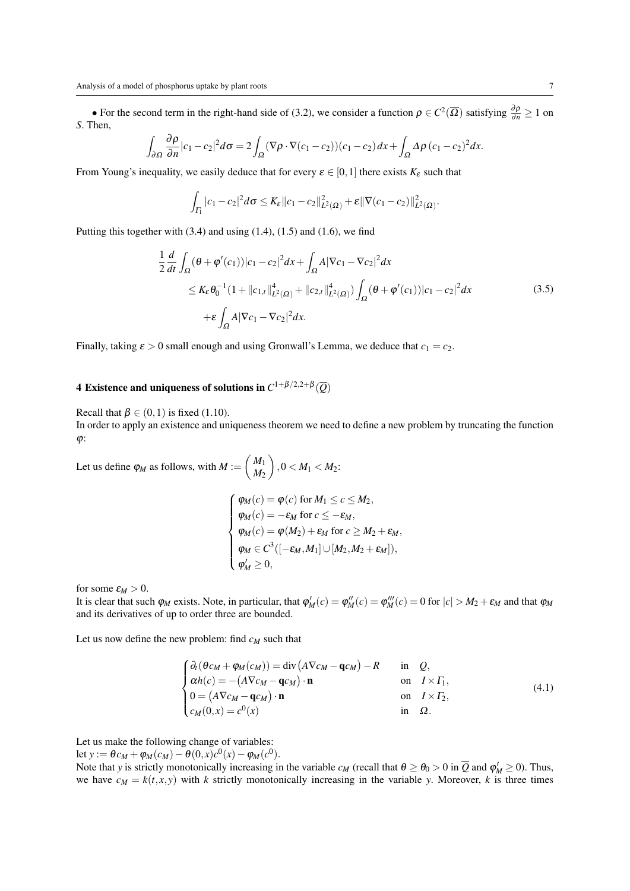• For the second term in the right-hand side of (3.2), we consider a function $\rho \in C^2(\overline{\Omega})$ satisfying $\frac{\partial \rho}{\partial n} \geq 1$ on $S$. Then,

$$\int_{\partial\Omega} \frac{\partial \rho}{\partial n} |c_1 - c_2|^2 d\sigma = 2\int_{\Omega} (\nabla\rho \cdot \nabla(c_1 - c_2))(c_1 - c_2)\, dx + \int_{\Omega} \Delta\rho\, (c_1 - c_2)^2 dx.$$

From Young's inequality, we easily deduce that for every $\varepsilon \in [0,1]$ there exists $K_\varepsilon$ such that

$$\int_{\Gamma_1} |c_1 - c_2|^2 d\sigma \leq K_\varepsilon \|c_1 - c_2\|^2_{L^2(\Omega)} + \varepsilon \|\nabla(c_1 - c_2)\|^2_{L^2(\Omega)}.$$

Putting this together with (3.4) and using (1.4), (1.5) and (1.6), we find

$$\begin{aligned}
&\frac{1}{2}\frac{d}{dt}\int_{\Omega} (\theta + \varphi'(c_1))|c_1 - c_2|^2 dx + \int_{\Omega} A|\nabla c_1 - \nabla c_2|^2 dx \\
&\quad \leq K_\varepsilon \theta_0^{-1}(1 + \|c_{1,t}\|^4_{L^2(\Omega)} + \|c_{2,t}\|^4_{L^2(\Omega)}) \int_{\Omega} (\theta + \varphi'(c_1))|c_1 - c_2|^2 dx \\
&\qquad + \varepsilon \int_{\Omega} A|\nabla c_1 - \nabla c_2|^2 dx.
\end{aligned} \tag{3.5}$$

Finally, taking $\varepsilon > 0$ small enough and using Gronwall's Lemma, we deduce that $c_1 = c_2$.

## 4 Existence and uniqueness of solutions in $C^{1+\beta/2, 2+\beta}(\overline{Q})$

Recall that $\beta \in (0,1)$ is fixed (1.10).
In order to apply an existence and uniqueness theorem we need to define a new problem by truncating the function $\varphi$:

Let us define $\varphi_M$ as follows, with $M := \begin{pmatrix} M_1 \\ M_2 \end{pmatrix}, 0 < M_1 < M_2$:

$$\begin{cases}
\varphi_M(c) = \varphi(c) \text{ for } M_1 \leq c \leq M_2, \\
\varphi_M(c) = -\varepsilon_M \text{ for } c \leq -\varepsilon_M, \\
\varphi_M(c) = \varphi(M_2) + \varepsilon_M \text{ for } c \geq M_2 + \varepsilon_M, \\
\varphi_M \in C^3([-\varepsilon_M, M_1] \cup [M_2, M_2 + \varepsilon_M]), \\
\varphi_M' \geq 0,
\end{cases}$$

for some $\varepsilon_M > 0$.
It is clear that such $\varphi_M$ exists. Note, in particular, that $\varphi_M'(c) = \varphi_M''(c) = \varphi_M'''(c) = 0$ for $|c| > M_2 + \varepsilon_M$ and that $\varphi_M$ and its derivatives of up to order three are bounded.

Let us now define the new problem: find $c_M$ such that

$$\begin{cases}
\partial_t(\theta c_M + \varphi_M(c_M)) = \operatorname{div}\left(A\nabla c_M - \mathbf{q}c_M\right) - R & \text{in} \quad Q, \\
\alpha h(c) = -\left(A\nabla c_M - \mathbf{q}c_M\right) \cdot \mathbf{n} & \text{on} \quad I \times \Gamma_1, \\
0 = \left(A\nabla c_M - \mathbf{q}c_M\right) \cdot \mathbf{n} & \text{on} \quad I \times \Gamma_2, \\
c_M(0,x) = c^0(x) & \text{in} \quad \Omega.
\end{cases} \tag{4.1}$$

Let us make the following change of variables:
let $y := \theta c_M + \varphi_M(c_M) - \theta(0,x)c^0(x) - \varphi_M(c^0)$.
Note that $y$ is strictly monotonically increasing in the variable $c_M$ (recall that $\theta \geq \theta_0 > 0$ in $\overline{Q}$ and $\varphi_M' \geq 0$). Thus, we have $c_M = k(t,x,y)$ with $k$ strictly monotonically increasing in the variable $y$. Moreover, $k$ is three times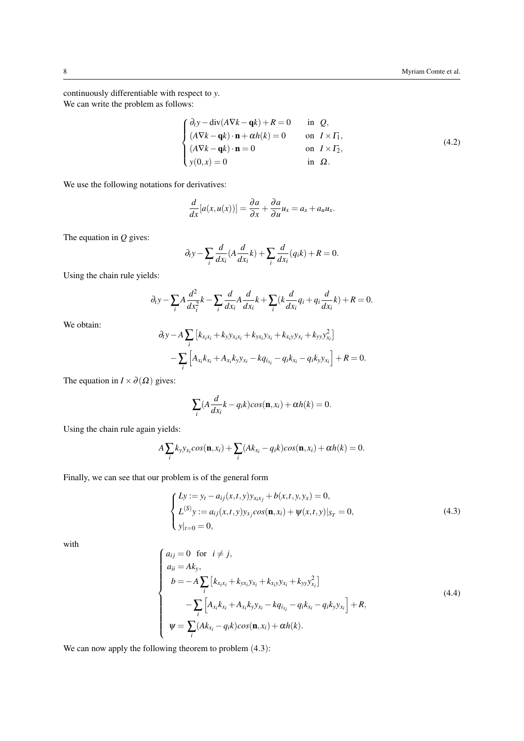continuously differentiable with respect to $y$.
We can write the problem as follows:

$$\begin{cases} \partial_t y - \operatorname{div}(A\nabla k - \mathbf{q}k) + R = 0 & \text{in } Q, \\ (A\nabla k - \mathbf{q}k)\cdot \mathbf{n} + \alpha h(k) = 0 & \text{on } I \times \Gamma_1, \\ (A\nabla k - \mathbf{q}k)\cdot \mathbf{n} = 0 & \text{on } I \times \Gamma_2, \\ y(0,x) = 0 & \text{in } \Omega. \end{cases} \tag{4.2}$$

We use the following notations for derivatives:

$$\frac{d}{dx}[a(x,u(x))] = \frac{\partial a}{\partial x} + \frac{\partial a}{\partial u} u_x = a_x + a_u u_x.$$

The equation in $Q$ gives:

$$\partial_t y - \sum_i \frac{d}{dx_i}(A \frac{d}{dx_i} k) + \sum_i \frac{d}{dx_i}(q_i k) + R = 0.$$

Using the chain rule yields:

$$\partial_t y - \sum_i A \frac{d^2}{dx_i^2} k - \sum_i \frac{d}{dx_i} A \frac{d}{dx_i} k + \sum_i (k \frac{d}{dx_i} q_i + q_i \frac{d}{dx_i} k) + R = 0.$$

We obtain:

$$\partial_t y - A \sum_i \left[ k_{x_i x_i} + k_y y_{x_i x_i} + k_{y x_i} y_{x_i} + k_{x_i y} y_{x_i} + k_{yy} y_{x_i}^2 \right]$$
$$- \sum_i \left[ A_{x_i} k_{x_i} + A_{x_i} k_y y_{x_i} - k q_{i_{x_i}} - q_i k_{x_i} - q_i k_y y_{x_i} \right] + R = 0.$$

The equation in $I \times \partial(\Omega)$ gives:

$$\sum_i (A \frac{d}{dx_i} k - q_i k) cos(\mathbf{n}, x_i) + \alpha h(k) = 0.$$

Using the chain rule again yields:

$$A \sum_i k_y y_{x_i} cos(\mathbf{n}, x_i) + \sum_i (A k_{x_i} - q_i k) cos(\mathbf{n}, x_i) + \alpha h(k) = 0.$$

Finally, we can see that our problem is of the general form

$$\begin{cases} Ly := y_t - a_{ij}(x,t,y) y_{x_i x_j} + b(x,t,y,y_x) = 0, \\ L^{(S)} y := a_{ij}(x,t,y) y_{x_j} cos(\mathbf{n}, x_i) + \psi(x,t,y)|_{S_T} = 0, \\ y|_{t=0} = 0, \end{cases} \tag{4.3}$$

with

$$\begin{cases} a_{ij} = 0 \quad \text{for} \quad i \neq j, \\ a_{ii} = A k_y, \\ \quad b = -A \sum_i \left[ k_{x_i x_i} + k_{y x_i} y_{x_i} + k_{x_i y} y_{x_i} + k_{yy} y_{x_i}^2 \right] \\ \qquad - \sum_i \left[ A_{x_i} k_{x_i} + A_{x_i} k_y y_{x_i} - k q_{i_{x_i}} - q_i k_{x_i} - q_i k_y y_{x_i} \right] + R, \\ \psi = \sum_i (A k_{x_i} - q_i k) cos(\mathbf{n}, x_i) + \alpha h(k). \end{cases} \tag{4.4}$$

We can now apply the following theorem to problem (4.3):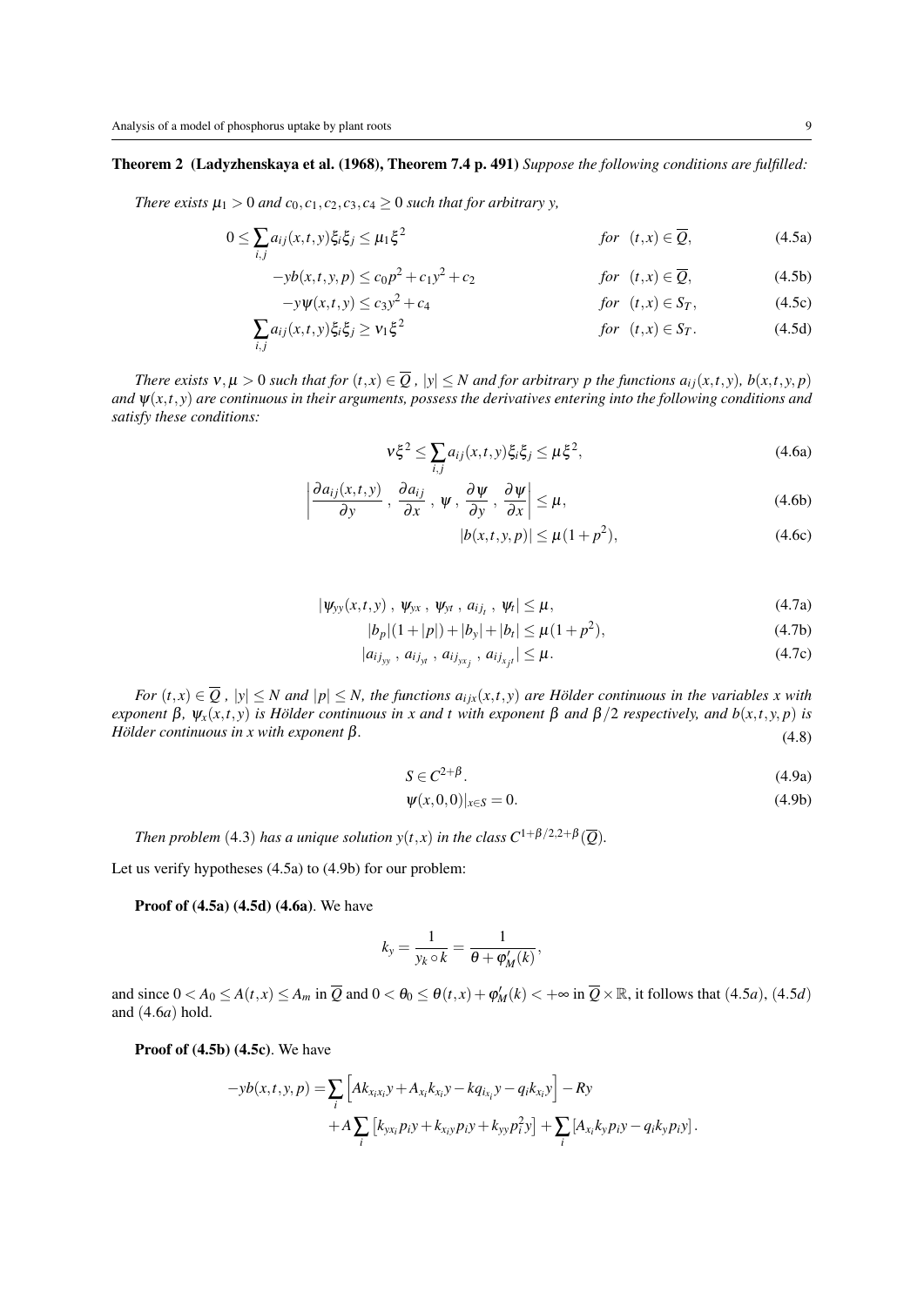**Theorem 2 (Ladyzhenskaya et al. (1968), Theorem 7.4 p. 491)** *Suppose the following conditions are fulfilled:*

*There exists $\mu_1 > 0$ and $c_0, c_1, c_2, c_3, c_4 \geq 0$ such that for arbitrary $y$,*

$$0 \leq \sum_{i,j} a_{ij}(x,t,y)\xi_i\xi_j \leq \mu_1 \xi^2 \qquad \text{for} \quad (t,x) \in \overline{Q}, \tag{4.5a}$$

$$-yb(x,t,y,p) \leq c_0 p^2 + c_1 y^2 + c_2 \qquad \text{for} \quad (t,x) \in \overline{Q}, \tag{4.5b}$$

$$-y\psi(x,t,y) \leq c_3 y^2 + c_4 \qquad \text{for} \quad (t,x) \in S_T, \tag{4.5c}$$

$$\sum_{i,j} a_{ij}(x,t,y)\xi_i\xi_j \geq \nu_1 \xi^2 \qquad \text{for} \quad (t,x) \in S_T. \tag{4.5d}$$

*There exists $\nu, \mu > 0$ such that for $(t,x) \in \overline{Q}$ , $|y| \leq N$ and for arbitrary $p$ the functions $a_{ij}(x,t,y)$, $b(x,t,y,p)$ and $\psi(x,t,y)$ are continuous in their arguments, possess the derivatives entering into the following conditions and satisfy these conditions:*

$$\nu \xi^2 \leq \sum_{i,j} a_{ij}(x,t,y)\xi_i\xi_j \leq \mu \xi^2, \tag{4.6a}$$

$$\left| \frac{\partial a_{ij}(x,t,y)}{\partial y} \ , \ \frac{\partial a_{ij}}{\partial x} \ , \ \psi \ , \ \frac{\partial \psi}{\partial y} \ , \ \frac{\partial \psi}{\partial x} \right| \leq \mu, \tag{4.6b}$$

$$|b(x,t,y,p)| \leq \mu(1+p^2), \tag{4.6c}$$

$$|\psi_{yy}(x,t,y) \ , \ \psi_{yx} \ , \ \psi_{yt} \ , \ a_{ij_t} \ , \ \psi_t| \leq \mu, \tag{4.7a}$$

$$|b_p|(1+|p|) + |b_y| + |b_t| \leq \mu(1+p^2), \tag{4.7b}$$

$$|a_{ij_{yy}} \ , \ a_{ij_{yt}} \ , \ a_{ij_{yx_j}} \ , \ a_{ij_{x_jt}}| \leq \mu. \tag{4.7c}$$

*For $(t,x) \in \overline{Q}$ , $|y| \leq N$ and $|p| \leq N$, the functions $a_{ijx}(x,t,y)$ are Hölder continuous in the variables $x$ with exponent $\beta$, $\psi_x(x,t,y)$ is Hölder continuous in $x$ and $t$ with exponent $\beta$ and $\beta/2$ respectively, and $b(x,t,y,p)$ is Hölder continuous in $x$ with exponent $\beta$.* (4.8)

$$S \in C^{2+\beta}. \tag{4.9a}$$

$$\psi(x,0,0)|_{x \in S} = 0. \tag{4.9b}$$

*Then problem* (4.3) *has a unique solution $y(t,x)$ in the class $C^{1+\beta/2, 2+\beta}(\overline{Q})$.*

Let us verify hypotheses (4.5a) to (4.9b) for our problem:

**Proof of (4.5a) (4.5d) (4.6a)**. We have

$$k_y = \frac{1}{y_k \circ k} = \frac{1}{\theta + \varphi_M'(k)},$$

and since $0 < A_0 \leq A(t,x) \leq A_m$ in $\overline{Q}$ and $0 < \theta_0 \leq \theta(t,x) + \varphi_M'(k) < +\infty$ in $\overline{Q} \times \mathbb{R}$, it follows that $(4.5a)$, $(4.5d)$ and $(4.6a)$ hold.

**Proof of (4.5b) (4.5c)**. We have

$$\begin{aligned} -yb(x,t,y,p) = & \sum_i \left[ Ak_{x_ix_i}y + A_{x_i}k_{x_i}y - kq_{i_{x_i}}y - q_ik_{x_i}y \right] - Ry \\ & + A\sum_i \left[ k_{yx_i}p_iy + k_{x_iy}p_iy + k_{yy}p_i^2y \right] + \sum_i \left[ A_{x_i}k_yp_iy - q_ik_yp_iy \right]. \end{aligned}$$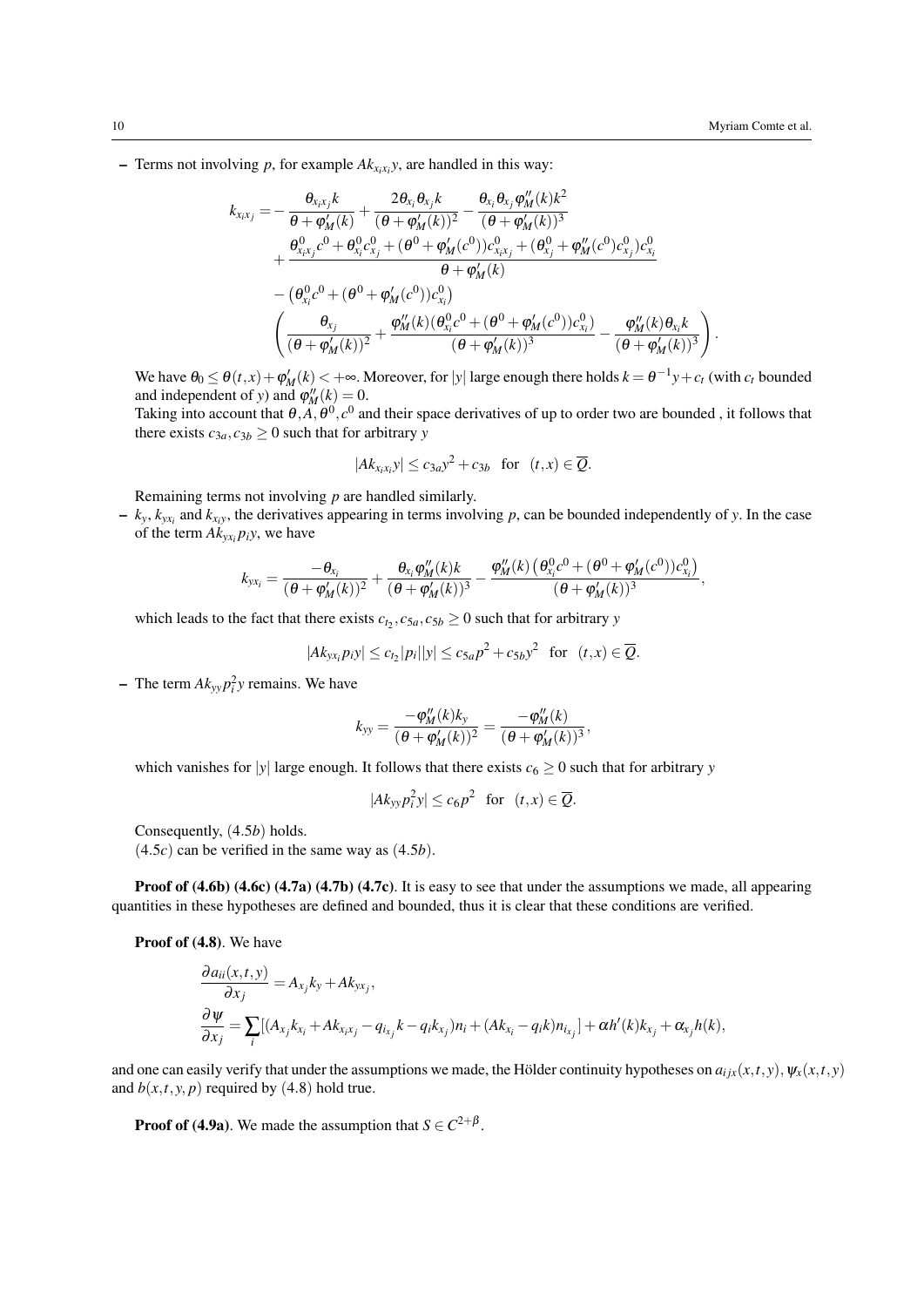- Terms not involving $p$, for example $Ak_{x_ix_i}y$, are handled in this way:

$$
\begin{aligned}
k_{x_ix_j} = &-\frac{\theta_{x_ix_j}k}{\theta+\varphi_M'(k)} + \frac{2\theta_{x_i}\theta_{x_j}k}{(\theta+\varphi_M'(k))^2} - \frac{\theta_{x_i}\theta_{x_j}\varphi_M''(k)k^2}{(\theta+\varphi_M'(k))^3} \\
&+ \frac{\theta^0_{x_ix_j}c^0 + \theta^0_{x_i}c^0_{x_j} + (\theta^0+\varphi_M'(c^0))c^0_{x_ix_j} + (\theta^0_{x_j}+\varphi_M''(c^0)c^0_{x_j})c^0_{x_i}}{\theta+\varphi_M'(k)} \\
&- \left(\theta^0_{x_i}c^0 + (\theta^0+\varphi_M'(c^0))c^0_{x_i}\right) \\
&\left(\frac{\theta_{x_j}}{(\theta+\varphi_M'(k))^2} + \frac{\varphi_M''(k)(\theta^0_{x_i}c^0+(\theta^0+\varphi_M'(c^0))c^0_{x_i})}{(\theta+\varphi_M'(k))^3} - \frac{\varphi_M''(k)\theta_{x_i}k}{(\theta+\varphi_M'(k))^3}\right).
\end{aligned}
$$

We have $\theta_0 \le \theta(t,x)+\varphi_M'(k) < +\infty$. Moreover, for $|y|$ large enough there holds $k = \theta^{-1}y + c_t$ (with $c_t$ bounded and independent of $y$) and $\varphi_M''(k) = 0$.
Taking into account that $\theta, A, \theta^0, c^0$ and their space derivatives of up to order two are bounded , it follows that there exists $c_{3a}, c_{3b} \ge 0$ such that for arbitrary $y$

$$
|Ak_{x_ix_i}y| \le c_{3a}y^2 + c_{3b} \quad \text{for} \quad (t,x) \in \overline{Q}.
$$

Remaining terms not involving $p$ are handled similarly.

- $k_y$, $k_{yx_i}$ and $k_{x_iy}$, the derivatives appearing in terms involving $p$, can be bounded independently of $y$. In the case of the term $Ak_{yx_i}p_iy$, we have

$$
k_{yx_i} = \frac{-\theta_{x_i}}{(\theta+\varphi_M'(k))^2} + \frac{\theta_{x_i}\varphi_M''(k)k}{(\theta+\varphi_M'(k))^3} - \frac{\varphi_M''(k)\left(\theta^0_{x_i}c^0 + (\theta^0+\varphi_M'(c^0))c^0_{x_i}\right)}{(\theta+\varphi_M'(k))^3},
$$

which leads to the fact that there exists $c_{t_2}, c_{5a}, c_{5b} \ge 0$ such that for arbitrary $y$

$$
|Ak_{yx_i}p_iy| \le c_{t_2}|p_i||y| \le c_{5a}p^2 + c_{5b}y^2 \quad \text{for} \quad (t,x) \in \overline{Q}.
$$

- The term $Ak_{yy}p_i^2y$ remains. We have

$$
k_{yy} = \frac{-\varphi_M''(k)k_y}{(\theta+\varphi_M'(k))^2} = \frac{-\varphi_M''(k)}{(\theta+\varphi_M'(k))^3},
$$

which vanishes for $|y|$ large enough. It follows that there exists $c_6 \ge 0$ such that for arbitrary $y$

$$
|Ak_{yy}p_i^2y| \le c_6p^2 \quad \text{for} \quad (t,x) \in \overline{Q}.
$$

Consequently, $(4.5b)$ holds.
$(4.5c)$ can be verified in the same way as $(4.5b)$.

**Proof of (4.6b) (4.6c) (4.7a) (4.7b) (4.7c)**. It is easy to see that under the assumptions we made, all appearing quantities in these hypotheses are defined and bounded, thus it is clear that these conditions are verified.

**Proof of (4.8)**. We have

$$
\begin{aligned}
\frac{\partial a_{ii}(x,t,y)}{\partial x_j} &= A_{x_j}k_y + Ak_{yx_j}, \\
\frac{\partial \psi}{\partial x_j} &= \sum_i [(A_{x_j}k_{x_i} + Ak_{x_ix_j} - q_{i_{x_j}}k - q_ik_{x_j})n_i + (Ak_{x_i} - q_ik)n_{i_{x_j}}] + \alpha h'(k)k_{x_j} + \alpha_{x_j}h(k),
\end{aligned}
$$

and one can easily verify that under the assumptions we made, the Hölder continuity hypotheses on $a_{ijx}(x,t,y)$, $\psi_x(x,t,y)$ and $b(x,t,y,p)$ required by $(4.8)$ hold true.

**Proof of (4.9a)**. We made the assumption that $S \in C^{2+\beta}$.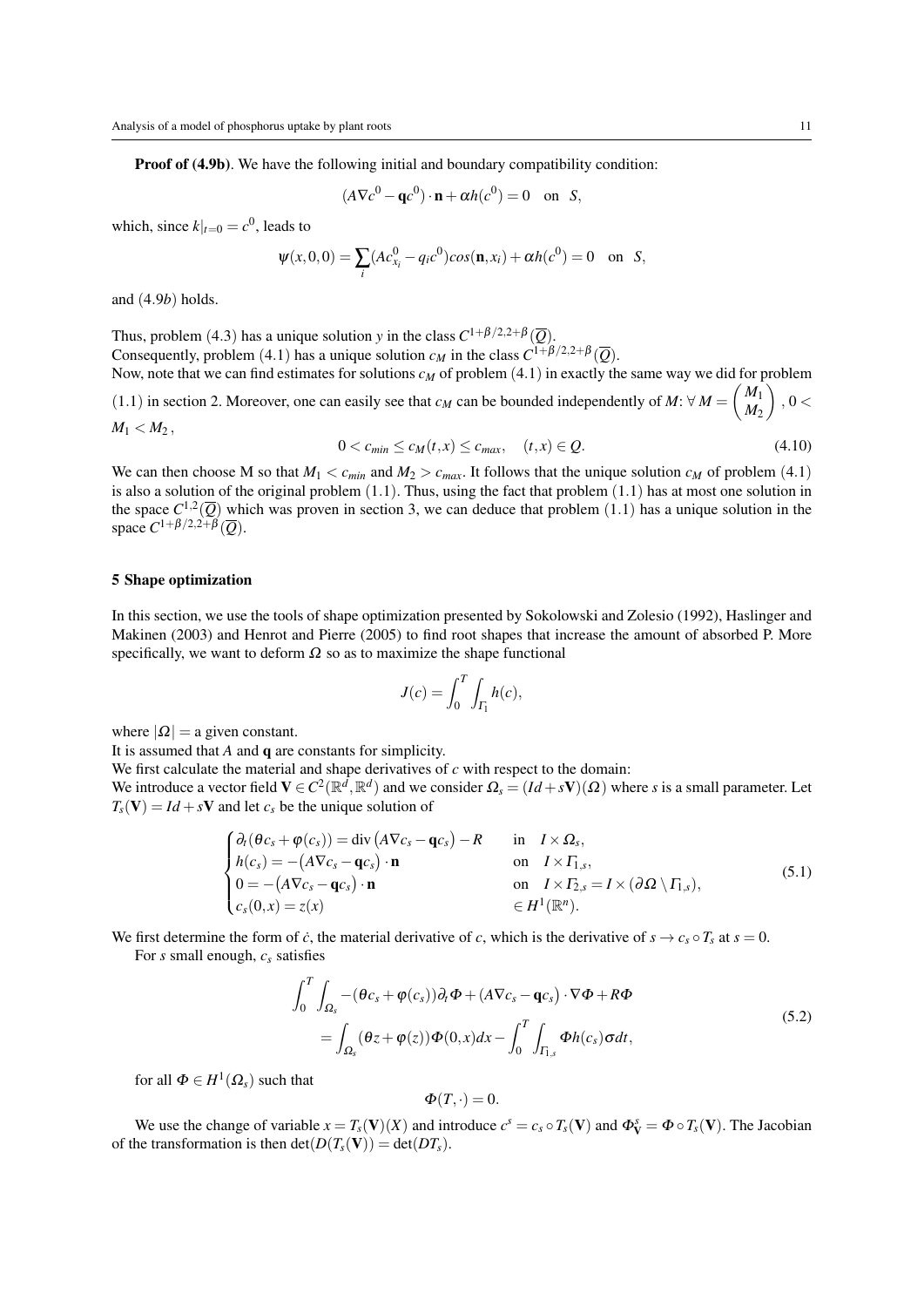**Proof of (4.9b)**. We have the following initial and boundary compatibility condition:

$$(A\nabla c^0 - \mathbf{q}c^0)\cdot \mathbf{n} + \alpha h(c^0) = 0 \quad \text{on} \quad S,$$

which, since $k|_{t=0} = c^0$, leads to

$$\psi(x,0,0) = \sum_i (Ac^0_{x_i} - q_i c^0) cos(\mathbf{n}, x_i) + \alpha h(c^0) = 0 \quad \text{on} \quad S,$$

and $(4.9b)$ holds.

Thus, problem $(4.3)$ has a unique solution $y$ in the class $C^{1+\beta/2,2+\beta}(\overline{Q})$.
Consequently, problem $(4.1)$ has a unique solution $c_M$ in the class $C^{1+\beta/2,2+\beta}(\overline{Q})$.
Now, note that we can find estimates for solutions $c_M$ of problem $(4.1)$ in exactly the same way we did for problem $(1.1)$ in section 2. Moreover, one can easily see that $c_M$ can be bounded independently of $M$: $\forall\, M = \begin{pmatrix} M_1 \\ M_2 \end{pmatrix}$, $0 < M_1 < M_2$,

$$0 < c_{min} \leq c_M(t,x) \leq c_{max}, \quad (t,x) \in Q. \tag{4.10}$$

We can then choose M so that $M_1 < c_{min}$ and $M_2 > c_{max}$. It follows that the unique solution $c_M$ of problem $(4.1)$ is also a solution of the original problem $(1.1)$. Thus, using the fact that problem $(1.1)$ has at most one solution in the space $C^{1,2}(\overline{Q})$ which was proven in section 3, we can deduce that problem $(1.1)$ has a unique solution in the space $C^{1+\beta/2,2+\beta}(\overline{Q})$.

## 5 Shape optimization

In this section, we use the tools of shape optimization presented by Sokolowski and Zolesio (1992), Haslinger and Makinen (2003) and Henrot and Pierre (2005) to find root shapes that increase the amount of absorbed P. More specifically, we want to deform $\Omega$ so as to maximize the shape functional

$$J(c) = \int_0^T \int_{\Gamma_1} h(c),$$

where $|\Omega| =$ a given constant.
It is assumed that $A$ and $\mathbf{q}$ are constants for simplicity.
We first calculate the material and shape derivatives of $c$ with respect to the domain:
We introduce a vector field $\mathbf{V} \in C^2(\mathbb{R}^d, \mathbb{R}^d)$ and we consider $\Omega_s = (Id + s\mathbf{V})(\Omega)$ where $s$ is a small parameter. Let $T_s(\mathbf{V}) = Id + s\mathbf{V}$ and let $c_s$ be the unique solution of

$$\begin{cases} \partial_t(\theta c_s + \varphi(c_s)) = \operatorname{div}\big(A\nabla c_s - \mathbf{q}c_s\big) - R & \text{in} \quad I \times \Omega_s, \\ h(c_s) = -\big(A\nabla c_s - \mathbf{q}c_s\big)\cdot \mathbf{n} & \text{on} \quad I \times \Gamma_{1,s}, \\ 0 = -\big(A\nabla c_s - \mathbf{q}c_s\big)\cdot \mathbf{n} & \text{on} \quad I \times \Gamma_{2,s} = I \times (\partial\Omega \setminus \Gamma_{1,s}), \\ c_s(0,x) = z(x) & \in H^1(\mathbb{R}^n). \end{cases} \tag{5.1}$$

We first determine the form of $\dot{c}$, the material derivative of $c$, which is the derivative of $s \to c_s \circ T_s$ at $s = 0$.
For $s$ small enough, $c_s$ satisfies

$$\begin{aligned} &\int_0^T \int_{\Omega_s} -(\theta c_s + \varphi(c_s))\partial_t \Phi + \big(A\nabla c_s - \mathbf{q}c_s\big)\cdot \nabla\Phi + R\Phi \\ &\quad = \int_{\Omega_s} (\theta z + \varphi(z))\Phi(0,x)dx - \int_0^T \int_{\Gamma_{1,s}} \Phi h(c_s)\sigma dt, \end{aligned} \tag{5.2}$$

for all $\Phi \in H^1(\Omega_s)$ such that

$$\Phi(T,\cdot) = 0.$$

We use the change of variable $x = T_s(\mathbf{V})(X)$ and introduce $c^s = c_s \circ T_s(\mathbf{V})$ and $\Phi^s_{\mathbf{V}} = \Phi \circ T_s(\mathbf{V})$. The Jacobian of the transformation is then $\det(D(T_s(\mathbf{V})) = \det(DT_s)$.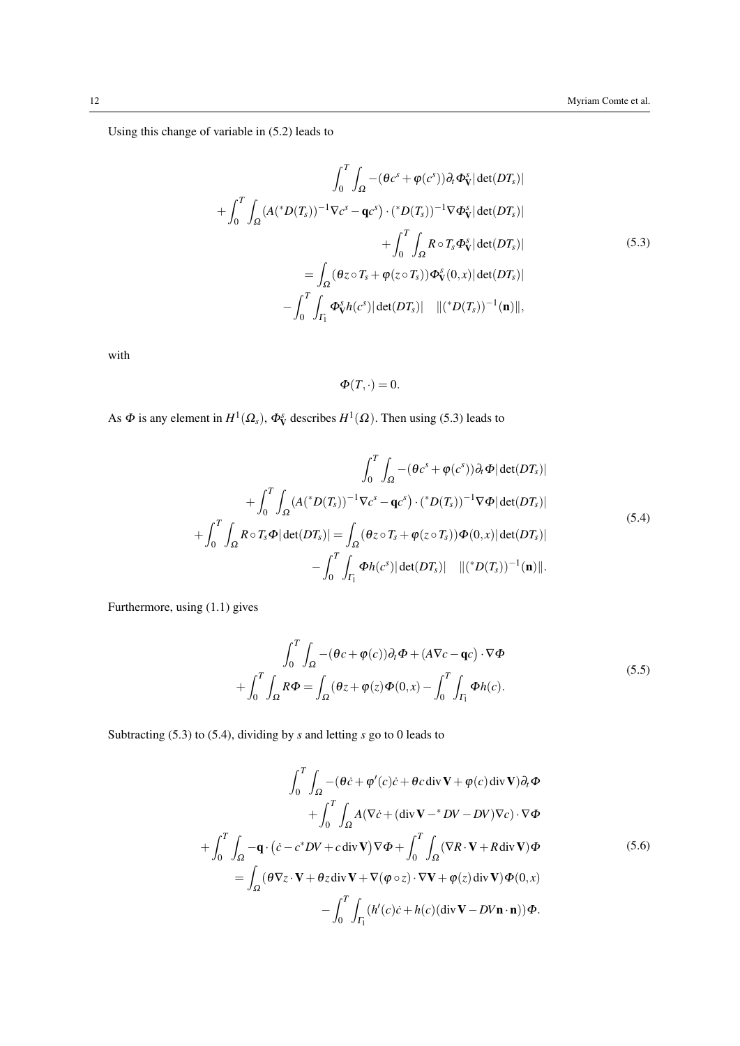Using this change of variable in (5.2) leads to

$$
\begin{aligned}
&\int_0^T \int_\Omega -(\theta c^s + \varphi(c^s))\partial_t \Phi^s_{\mathbf{V}} |\det(DT_s)| \\
&+ \int_0^T \int_\Omega \left(A({}^*D(T_s))^{-1}\nabla c^s - \mathbf{q}c^s\right)\cdot ({}^*D(T_s))^{-1}\nabla \Phi^s_{\mathbf{V}} |\det(DT_s)| \\
&+ \int_0^T \int_\Omega R\circ T_s \Phi^s_{\mathbf{V}} |\det(DT_s)| \\
&= \int_\Omega (\theta z\circ T_s + \varphi(z\circ T_s))\Phi^s_{\mathbf{V}}(0,x)|\det(DT_s)| \\
&- \int_0^T \int_{\Gamma_1} \Phi^s_{\mathbf{V}} h(c^s)|\det(DT_s)| \quad \|({}^*D(T_s))^{-1}(\mathbf{n})\|,
\end{aligned}
\tag{5.3}
$$

with

$$
\Phi(T,\cdot) = 0.
$$

As $\Phi$ is any element in $H^1(\Omega_s)$, $\Phi^s_{\mathbf{V}}$ describes $H^1(\Omega)$. Then using (5.3) leads to

$$
\begin{aligned}
&\int_0^T \int_\Omega -(\theta c^s + \varphi(c^s))\partial_t \Phi |\det(DT_s)| \\
&+ \int_0^T \int_\Omega \left(A({}^*D(T_s))^{-1}\nabla c^s - \mathbf{q}c^s\right)\cdot ({}^*D(T_s))^{-1}\nabla \Phi |\det(DT_s)| \\
&+ \int_0^T \int_\Omega R\circ T_s \Phi |\det(DT_s)| = \int_\Omega (\theta z\circ T_s + \varphi(z\circ T_s))\Phi(0,x)|\det(DT_s)| \\
&- \int_0^T \int_{\Gamma_1} \Phi h(c^s)|\det(DT_s)| \quad \|({}^*D(T_s))^{-1}(\mathbf{n})\|.
\end{aligned}
\tag{5.4}
$$

Furthermore, using (1.1) gives

$$
\begin{aligned}
&\int_0^T \int_\Omega -(\theta c + \varphi(c))\partial_t \Phi + \left(A\nabla c - \mathbf{q}c\right)\cdot \nabla \Phi \\
&+ \int_0^T \int_\Omega R\Phi = \int_\Omega (\theta z + \varphi(z)\Phi(0,x) - \int_0^T \int_{\Gamma_1} \Phi h(c).
\end{aligned}
\tag{5.5}
$$

Subtracting (5.3) to (5.4), dividing by $s$ and letting $s$ go to 0 leads to

$$
\begin{aligned}
&\int_0^T \int_\Omega -(\theta \dot{c} + \varphi'(c)\dot{c} + \theta c \operatorname{div}\mathbf{V} + \varphi(c)\operatorname{div}\mathbf{V})\partial_t \Phi \\
&+ \int_0^T \int_\Omega A(\nabla \dot{c} + (\operatorname{div}\mathbf{V} - {}^*DV - DV)\nabla c)\cdot \nabla \Phi \\
&+ \int_0^T \int_\Omega -\mathbf{q}\cdot\left(\dot{c} - c^*DV + c\operatorname{div}\mathbf{V}\right)\nabla \Phi + \int_0^T \int_\Omega (\nabla R\cdot \mathbf{V} + R\operatorname{div}\mathbf{V})\Phi \\
&= \int_\Omega (\theta \nabla z\cdot \mathbf{V} + \theta z \operatorname{div}\mathbf{V} + \nabla(\varphi\circ z)\cdot \nabla \mathbf{V} + \varphi(z)\operatorname{div}\mathbf{V})\Phi(0,x) \\
&- \int_0^T \int_{\Gamma_1} (h'(c)\dot{c} + h(c)(\operatorname{div}\mathbf{V} - DV\mathbf{n}\cdot\mathbf{n}))\Phi.
\end{aligned}
\tag{5.6}
$$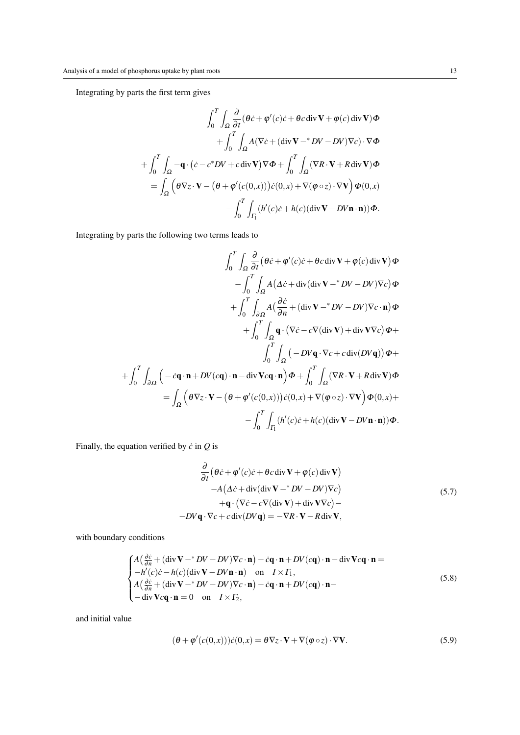Integrating by parts the first term gives

$$
\begin{aligned}
&\int_0^T \int_\Omega \frac{\partial}{\partial t}(\theta \dot{c} + \varphi'(c)\dot{c} + \theta c \operatorname{div} \mathbf{V} + \varphi(c) \operatorname{div} \mathbf{V}) \Phi \\
&\quad + \int_0^T \int_\Omega A\big(\nabla \dot{c} + (\operatorname{div} \mathbf{V} -^* DV - DV) \nabla c\big) \cdot \nabla \Phi \\
&+ \int_0^T \int_\Omega -\mathbf{q} \cdot \big(\dot{c} - c^* DV + c \operatorname{div} \mathbf{V}\big) \nabla \Phi + \int_0^T \int_\Omega (\nabla R \cdot \mathbf{V} + R \operatorname{div} \mathbf{V}) \Phi \\
&= \int_\Omega \Big(\theta \nabla z \cdot \mathbf{V} - \big(\theta + \varphi'(c(0,x))\big) \dot{c}(0,x) + \nabla(\varphi \circ z) \cdot \nabla \mathbf{V}\Big) \Phi(0,x) \\
&\quad - \int_0^T \int_{\Gamma_1} (h'(c)\dot{c} + h(c)(\operatorname{div} \mathbf{V} - DV \mathbf{n} \cdot \mathbf{n})) \Phi.
\end{aligned}
$$

Integrating by parts the following two terms leads to

$$
\begin{aligned}
&\int_0^T \int_\Omega \frac{\partial}{\partial t}\big(\theta \dot{c} + \varphi'(c)\dot{c} + \theta c \operatorname{div} \mathbf{V} + \varphi(c) \operatorname{div} \mathbf{V}\big) \Phi \\
&\quad - \int_0^T \int_\Omega A\big(\Delta \dot{c} + \operatorname{div}(\operatorname{div} \mathbf{V} -^* DV - DV) \nabla c\big) \Phi \\
&\quad + \int_0^T \int_{\partial\Omega} A\Big(\frac{\partial \dot{c}}{\partial n} + (\operatorname{div} \mathbf{V} -^* DV - DV) \nabla c \cdot \mathbf{n}\Big) \Phi \\
&\quad + \int_0^T \int_\Omega \mathbf{q} \cdot \big(\nabla \dot{c} - c \nabla(\operatorname{div} \mathbf{V}) + \operatorname{div} \mathbf{V} \nabla c\big) \Phi + \\
&\quad \int_0^T \int_\Omega \big(-DV \mathbf{q} \cdot \nabla c + c \operatorname{div}(DV \mathbf{q})\big) \Phi + \\
&+ \int_0^T \int_{\partial\Omega} \Big(-\dot{c} \mathbf{q} \cdot \mathbf{n} + DV(c\mathbf{q}) \cdot \mathbf{n} - \operatorname{div} \mathbf{V} c \mathbf{q} \cdot \mathbf{n}\Big) \Phi + \int_0^T \int_\Omega (\nabla R \cdot \mathbf{V} + R \operatorname{div} \mathbf{V}) \Phi \\
&= \int_\Omega \Big(\theta \nabla z \cdot \mathbf{V} - \big(\theta + \varphi'(c(0,x))\big) \dot{c}(0,x) + \nabla(\varphi \circ z) \cdot \nabla \mathbf{V}\Big) \Phi(0,x) + \\
&\quad - \int_0^T \int_{\Gamma_1} (h'(c)\dot{c} + h(c)(\operatorname{div} \mathbf{V} - DV \mathbf{n} \cdot \mathbf{n})) \Phi.
\end{aligned}
$$

Finally, the equation verified by $\dot{c}$ in $Q$ is

$$
\begin{aligned}
&\frac{\partial}{\partial t}\big(\theta \dot{c} + \varphi'(c)\dot{c} + \theta c \operatorname{div} \mathbf{V} + \varphi(c) \operatorname{div} \mathbf{V}\big) \\
&\quad - A\big(\Delta \dot{c} + \operatorname{div}(\operatorname{div} \mathbf{V} -^* DV - DV) \nabla c\big) \\
&\quad + \mathbf{q} \cdot \big(\nabla \dot{c} - c \nabla(\operatorname{div} \mathbf{V}) + \operatorname{div} \mathbf{V} \nabla c\big) - \\
&- DV \mathbf{q} \cdot \nabla c + c \operatorname{div}(DV \mathbf{q}) = -\nabla R \cdot \mathbf{V} - R \operatorname{div} \mathbf{V},
\end{aligned}
\tag{5.7}
$$

with boundary conditions

$$
\begin{cases}
A\big(\frac{\partial \dot{c}}{\partial n} + (\operatorname{div} \mathbf{V} -^* DV - DV) \nabla c \cdot \mathbf{n}\big) - \dot{c} \mathbf{q} \cdot \mathbf{n} + DV(c\mathbf{q}) \cdot \mathbf{n} - \operatorname{div} \mathbf{V} c \mathbf{q} \cdot \mathbf{n} = \\
-h'(c)\dot{c} - h(c)(\operatorname{div} \mathbf{V} - DV \mathbf{n} \cdot \mathbf{n}) \quad \text{on} \quad I \times \Gamma_1, \\
A\big(\frac{\partial \dot{c}}{\partial n} + (\operatorname{div} \mathbf{V} -^* DV - DV) \nabla c \cdot \mathbf{n}\big) - \dot{c} \mathbf{q} \cdot \mathbf{n} + DV(c\mathbf{q}) \cdot \mathbf{n} - \\
-\operatorname{div} \mathbf{V} c \mathbf{q} \cdot \mathbf{n} = 0 \quad \text{on} \quad I \times \Gamma_2,
\end{cases}
\tag{5.8}
$$

and initial value

$$
(\theta + \varphi'(c(0,x)))\dot{c}(0,x) = \theta \nabla z \cdot \mathbf{V} + \nabla(\varphi \circ z) \cdot \nabla \mathbf{V}. \tag{5.9}
$$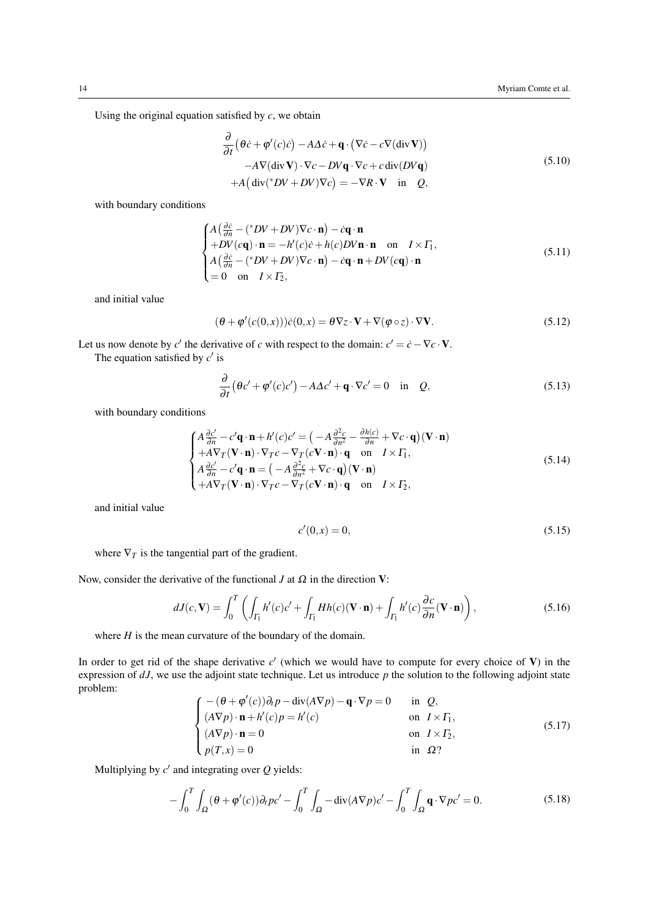Using the original equation satisfied by $c$, we obtain

$$
\begin{aligned}
&\frac{\partial}{\partial t}\big(\theta \dot{c} + \varphi'(c)\dot{c}\big) - A\Delta \dot{c} + \mathbf{q}\cdot\big(\nabla \dot{c} - c\nabla(\operatorname{div}\mathbf{V})\big)\\
&\quad -A\nabla(\operatorname{div}\mathbf{V})\cdot\nabla c - DV\mathbf{q}\cdot\nabla c + c\,\operatorname{div}(DV\mathbf{q})\\
&\quad +A\big(\operatorname{div}({}^*DV + DV)\nabla c\big) = -\nabla R\cdot\mathbf{V} \quad \text{in} \quad Q,
\end{aligned}
\tag{5.10}
$$

with boundary conditions

$$
\begin{cases}
A\big(\frac{\partial \dot{c}}{\partial n} - ({}^*DV + DV)\nabla c\cdot\mathbf{n}\big) - \dot{c}\mathbf{q}\cdot\mathbf{n}\\
+DV(c\mathbf{q})\cdot\mathbf{n} = -h'(c)\dot{c} + h(c)DV\mathbf{n}\cdot\mathbf{n} \quad \text{on} \quad I\times\Gamma_1,\\
A\big(\frac{\partial \dot{c}}{\partial n} - ({}^*DV + DV)\nabla c\cdot\mathbf{n}\big) - \dot{c}\mathbf{q}\cdot\mathbf{n} + DV(c\mathbf{q})\cdot\mathbf{n}\\
= 0 \quad \text{on} \quad I\times\Gamma_2,
\end{cases}
\tag{5.11}
$$

and initial value

$$
(\theta + \varphi'(c(0,x)))\dot{c}(0,x) = \theta\nabla z\cdot\mathbf{V} + \nabla(\varphi\circ z)\cdot\nabla\mathbf{V}.
\tag{5.12}
$$

Let us now denote by $c'$ the derivative of $c$ with respect to the domain: $c' = \dot{c} - \nabla c\cdot\mathbf{V}$.

The equation satisfied by $c'$ is

$$
\frac{\partial}{\partial t}\big(\theta c' + \varphi'(c)c'\big) - A\Delta c' + \mathbf{q}\cdot\nabla c' = 0 \quad \text{in} \quad Q,
\tag{5.13}
$$

with boundary conditions

$$
\begin{cases}
A\frac{\partial c'}{\partial n} - c'\mathbf{q}\cdot\mathbf{n} + h'(c)c' = \big(-A\frac{\partial^2 c}{\partial n^2} - \frac{\partial h(c)}{\partial n} + \nabla c\cdot\mathbf{q}\big)(\mathbf{V}\cdot\mathbf{n})\\
+A\nabla_T(\mathbf{V}\cdot\mathbf{n})\cdot\nabla_T c - \nabla_T(c\mathbf{V}\cdot\mathbf{n})\cdot\mathbf{q} \quad \text{on} \quad I\times\Gamma_1,\\
A\frac{\partial c'}{\partial n} - c'\mathbf{q}\cdot\mathbf{n} = \big(-A\frac{\partial^2 c}{\partial n^2} + \nabla c\cdot\mathbf{q}\big)(\mathbf{V}\cdot\mathbf{n})\\
+A\nabla_T(\mathbf{V}\cdot\mathbf{n})\cdot\nabla_T c - \nabla_T(c\mathbf{V}\cdot\mathbf{n})\cdot\mathbf{q} \quad \text{on} \quad I\times\Gamma_2,
\end{cases}
\tag{5.14}
$$

and initial value

$$
c'(0,x) = 0,
\tag{5.15}
$$

where $\nabla_T$ is the tangential part of the gradient.

Now, consider the derivative of the functional $J$ at $\Omega$ in the direction $\mathbf{V}$:

$$
dJ(c,\mathbf{V}) = \int_0^T \left(\int_{\Gamma_1} h'(c)c' + \int_{\Gamma_1} Hh(c)(\mathbf{V}\cdot\mathbf{n}) + \int_{\Gamma_1} h'(c)\frac{\partial c}{\partial n}(\mathbf{V}\cdot\mathbf{n})\right),
\tag{5.16}
$$

where $H$ is the mean curvature of the boundary of the domain.

In order to get rid of the shape derivative $c'$ (which we would have to compute for every choice of $\mathbf{V}$) in the expression of $dJ$, we use the adjoint state technique. Let us introduce $p$ the solution to the following adjoint state problem:

$$
\begin{cases}
-(\theta + \varphi'(c))\partial_t p - \operatorname{div}(A\nabla p) - \mathbf{q}\cdot\nabla p = 0 & \text{in} \ \ Q,\\
(A\nabla p)\cdot\mathbf{n} + h'(c)p = h'(c) & \text{on} \ \ I\times\Gamma_1,\\
(A\nabla p)\cdot\mathbf{n} = 0 & \text{on} \ \ I\times\Gamma_2,\\
p(T,x) = 0 & \text{in} \ \ \Omega?
\end{cases}
\tag{5.17}
$$

Multiplying by $c'$ and integrating over $Q$ yields:

$$
-\int_0^T\int_\Omega(\theta + \varphi'(c))\partial_t p c' - \int_0^T\int_\Omega -\operatorname{div}(A\nabla p)c' - \int_0^T\int_\Omega \mathbf{q}\cdot\nabla p c' = 0.
\tag{5.18}
$$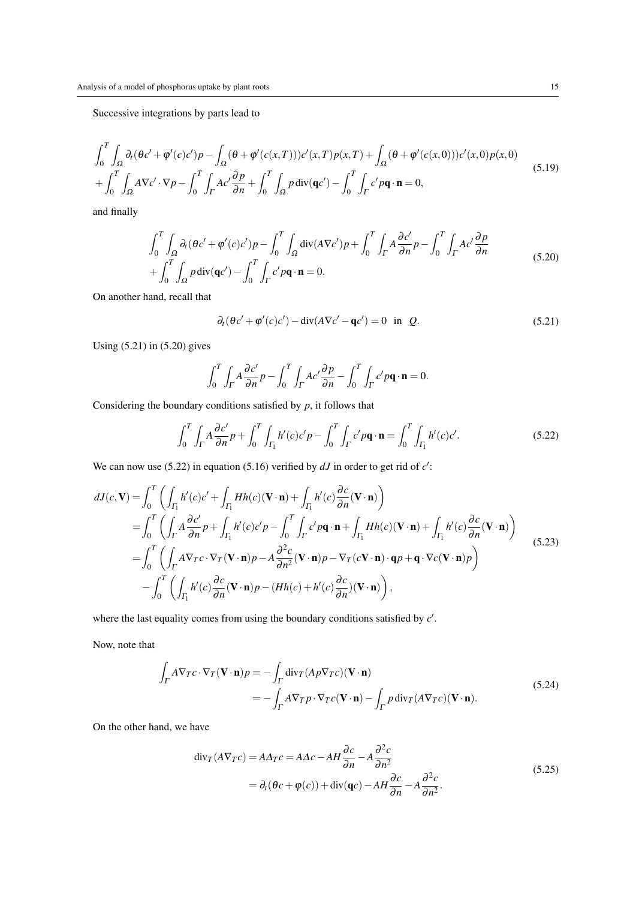Successive integrations by parts lead to

$$
\begin{aligned}
&\int_0^T \int_\Omega \partial_t(\theta c' + \varphi'(c)c')p - \int_\Omega (\theta + \varphi'(c(x,T)))c'(x,T)p(x,T) + \int_\Omega (\theta + \varphi'(c(x,0)))c'(x,0)p(x,0) \\
&+ \int_0^T \int_\Omega A\nabla c' \cdot \nabla p - \int_0^T \int_\Gamma Ac' \frac{\partial p}{\partial n} + \int_0^T \int_\Omega p\,\mathrm{div}(\mathbf{q}c') - \int_0^T \int_\Gamma c' p \mathbf{q} \cdot \mathbf{n} = 0,
\end{aligned}
\tag{5.19}
$$

and finally

$$
\begin{aligned}
&\int_0^T \int_\Omega \partial_t(\theta c' + \varphi'(c)c')p - \int_0^T \int_\Omega \mathrm{div}(A\nabla c')p + \int_0^T \int_\Gamma A\frac{\partial c'}{\partial n}p - \int_0^T \int_\Gamma Ac' \frac{\partial p}{\partial n} \\
&+ \int_0^T \int_\Omega p\,\mathrm{div}(\mathbf{q}c') - \int_0^T \int_\Gamma c' p \mathbf{q} \cdot \mathbf{n} = 0.
\end{aligned}
\tag{5.20}
$$

On another hand, recall that

$$
\partial_t(\theta c' + \varphi'(c)c') - \mathrm{div}(A\nabla c' - \mathbf{q}c') = 0 \quad \text{in} \quad Q. \tag{5.21}
$$

Using (5.21) in (5.20) gives

$$
\int_0^T \int_\Gamma A\frac{\partial c'}{\partial n}p - \int_0^T \int_\Gamma Ac'\frac{\partial p}{\partial n} - \int_0^T \int_\Gamma c' p \mathbf{q} \cdot \mathbf{n} = 0.
$$

Considering the boundary conditions satisfied by $p$, it follows that

$$
\int_0^T \int_\Gamma A\frac{\partial c'}{\partial n}p + \int_0^T \int_{\Gamma_1} h'(c)c'p - \int_0^T \int_\Gamma c' p \mathbf{q} \cdot \mathbf{n} = \int_0^T \int_{\Gamma_1} h'(c)c'. \tag{5.22}
$$

We can now use (5.22) in equation (5.16) verified by $dJ$ in order to get rid of $c'$:

$$
\begin{aligned}
dJ(c,\mathbf{V}) &= \int_0^T \left( \int_{\Gamma_1} h'(c)c' + \int_{\Gamma_1} Hh(c)(\mathbf{V}\cdot\mathbf{n}) + \int_{\Gamma_1} h'(c)\frac{\partial c}{\partial n}(\mathbf{V}\cdot\mathbf{n}) \right) \\
&= \int_0^T \left( \int_\Gamma A\frac{\partial c'}{\partial n}p + \int_{\Gamma_1} h'(c)c'p - \int_0^T \int_\Gamma c'p\mathbf{q}\cdot\mathbf{n} + \int_{\Gamma_1} Hh(c)(\mathbf{V}\cdot\mathbf{n}) + \int_{\Gamma_1} h'(c)\frac{\partial c}{\partial n}(\mathbf{V}\cdot\mathbf{n}) \right) \\
&= \int_0^T \left( \int_\Gamma A\nabla_T c \cdot \nabla_T(\mathbf{V}\cdot\mathbf{n})p - A\frac{\partial^2 c}{\partial n^2}(\mathbf{V}\cdot\mathbf{n})p - \nabla_T(c\mathbf{V}\cdot\mathbf{n})\cdot\mathbf{q}p + \mathbf{q}\cdot\nabla c(\mathbf{V}\cdot\mathbf{n})p \right) \\
&\quad - \int_0^T \left( \int_{\Gamma_1} h'(c)\frac{\partial c}{\partial n}(\mathbf{V}\cdot\mathbf{n})p - (Hh(c) + h'(c)\frac{\partial c}{\partial n})(\mathbf{V}\cdot\mathbf{n}) \right),
\end{aligned}
\tag{5.23}
$$

where the last equality comes from using the boundary conditions satisfied by $c'$.

Now, note that

$$
\begin{aligned}
\int_\Gamma A\nabla_T c \cdot \nabla_T(\mathbf{V}\cdot\mathbf{n})p &= -\int_\Gamma \mathrm{div}_T(Ap\nabla_T c)(\mathbf{V}\cdot\mathbf{n}) \\
&= -\int_\Gamma A\nabla_T p \cdot \nabla_T c(\mathbf{V}\cdot\mathbf{n}) - \int_\Gamma p\,\mathrm{div}_T(A\nabla_T c)(\mathbf{V}\cdot\mathbf{n}).
\end{aligned}
\tag{5.24}
$$

On the other hand, we have

$$
\begin{aligned}
\mathrm{div}_T(A\nabla_T c) = A\Delta_T c &= A\Delta c - AH\frac{\partial c}{\partial n} - A\frac{\partial^2 c}{\partial n^2} \\
&= \partial_t(\theta c + \varphi(c)) + \mathrm{div}(\mathbf{q}c) - AH\frac{\partial c}{\partial n} - A\frac{\partial^2 c}{\partial n^2}.
\end{aligned}
\tag{5.25}
$$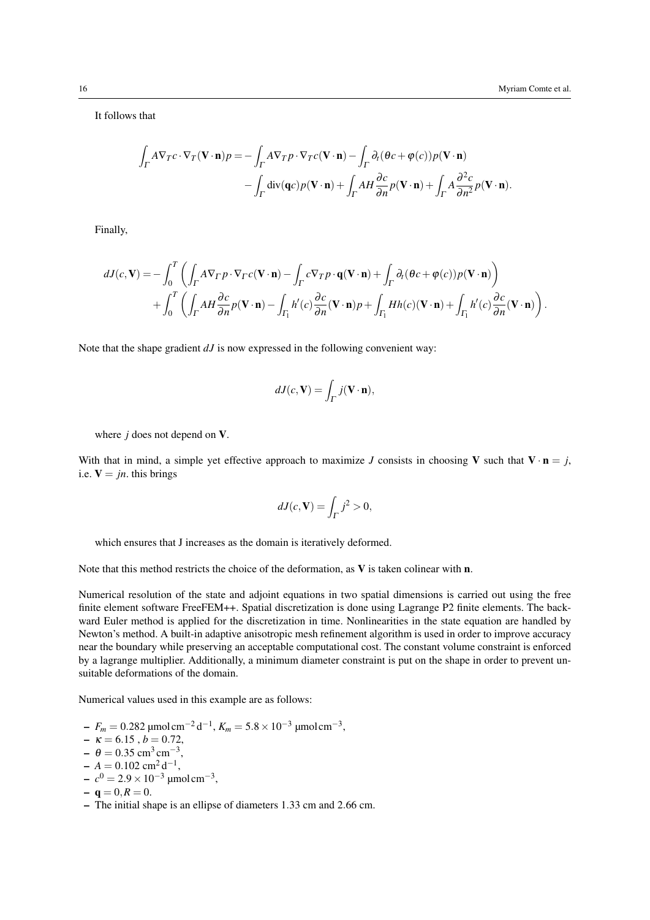It follows that

$$
\begin{aligned}
\int_{\Gamma} A \nabla_T c \cdot \nabla_T (\mathbf{V}\cdot\mathbf{n}) p = &- \int_{\Gamma} A \nabla_T p \cdot \nabla_T c (\mathbf{V}\cdot\mathbf{n}) - \int_{\Gamma} \partial_t(\theta c + \varphi(c)) p (\mathbf{V}\cdot\mathbf{n}) \\
&- \int_{\Gamma} \operatorname{div}(\mathbf{q}c) p (\mathbf{V}\cdot\mathbf{n}) + \int_{\Gamma} AH \frac{\partial c}{\partial n} p (\mathbf{V}\cdot\mathbf{n}) + \int_{\Gamma} A \frac{\partial^2 c}{\partial n^2} p (\mathbf{V}\cdot\mathbf{n}).
\end{aligned}
$$

Finally,

$$
\begin{aligned}
dJ(c,\mathbf{V}) = &- \int_0^T \left( \int_{\Gamma} A \nabla_{\Gamma} p \cdot \nabla_{\Gamma} c (\mathbf{V}\cdot\mathbf{n}) - \int_{\Gamma} c \nabla_T p \cdot \mathbf{q} (\mathbf{V}\cdot\mathbf{n}) + \int_{\Gamma} \partial_t(\theta c + \varphi(c)) p (\mathbf{V}\cdot\mathbf{n}) \right) \\
&+ \int_0^T \left( \int_{\Gamma} AH \frac{\partial c}{\partial n} p (\mathbf{V}\cdot\mathbf{n}) - \int_{\Gamma_1} h'(c) \frac{\partial c}{\partial n} (\mathbf{V}\cdot\mathbf{n}) p + \int_{\Gamma_1} H h(c) (\mathbf{V}\cdot\mathbf{n}) + \int_{\Gamma_1} h'(c) \frac{\partial c}{\partial n} (\mathbf{V}\cdot\mathbf{n}) \right).
\end{aligned}
$$

Note that the shape gradient $dJ$ is now expressed in the following convenient way:

$$
dJ(c,\mathbf{V}) = \int_{\Gamma} j (\mathbf{V}\cdot\mathbf{n}),
$$

where $j$ does not depend on $\mathbf{V}$.

With that in mind, a simple yet effective approach to maximize $J$ consists in choosing $\mathbf{V}$ such that $\mathbf{V}\cdot\mathbf{n} = j$, i.e. $\mathbf{V} = jn$. this brings

$$
dJ(c,\mathbf{V}) = \int_{\Gamma} j^2 > 0,
$$

which ensures that J increases as the domain is iteratively deformed.

Note that this method restricts the choice of the deformation, as $\mathbf{V}$ is taken colinear with $\mathbf{n}$.

Numerical resolution of the state and adjoint equations in two spatial dimensions is carried out using the free finite element software FreeFEM++. Spatial discretization is done using Lagrange P2 finite elements. The backward Euler method is applied for the discretization in time. Nonlinearities in the state equation are handled by Newton's method. A built-in adaptive anisotropic mesh refinement algorithm is used in order to improve accuracy near the boundary while preserving an acceptable computational cost. The constant volume constraint is enforced by a lagrange multiplier. Additionally, a minimum diameter constraint is put on the shape in order to prevent unsuitable deformations of the domain.

Numerical values used in this example are as follows:

- $F_m = 0.282$ μmol cm$^{-2}$ d$^{-1}$, $K_m = 5.8 \times 10^{-3}$ μmol cm$^{-3}$,
- $\kappa = 6.15$ , $b = 0.72$,
- $\theta = 0.35$ cm$^3$ cm$^{-3}$,
- $A = 0.102$ cm$^2$ d$^{-1}$,
- $c^0 = 2.9 \times 10^{-3}$ μmol cm$^{-3}$,
- $\mathbf{q} = 0, R = 0$.
- The initial shape is an ellipse of diameters 1.33 cm and 2.66 cm.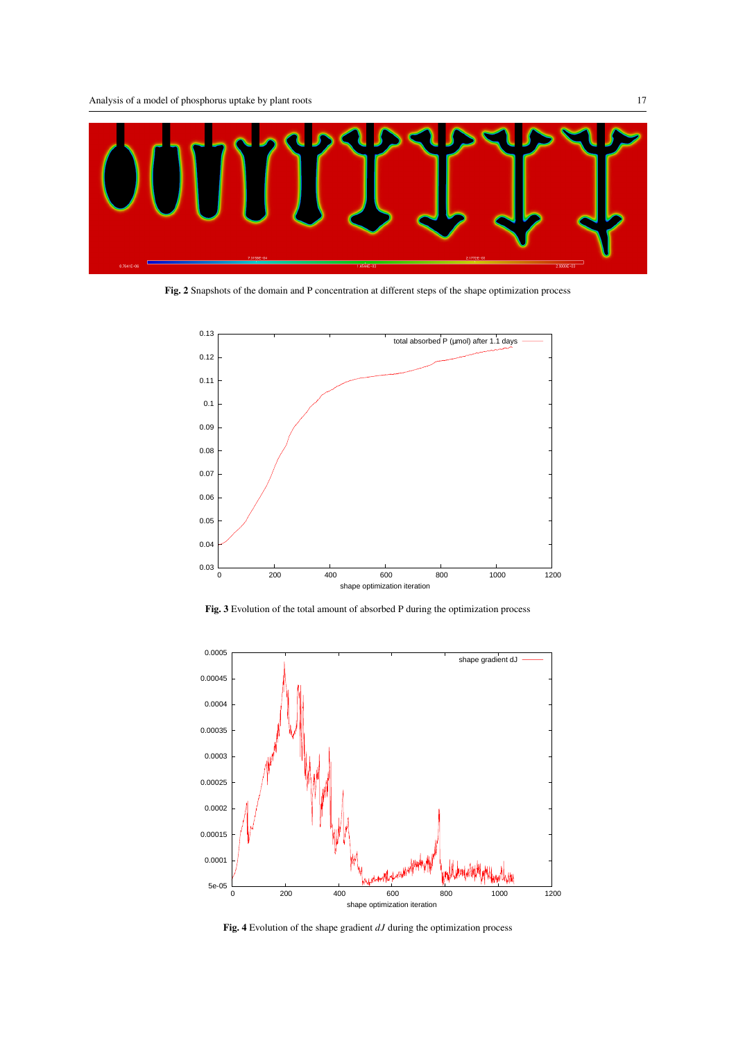**Fig. 2** Snapshots of the domain and P concentration at different steps of the shape optimization process

**Fig. 3** Evolution of the total amount of absorbed P during the optimization process

**Fig. 4** Evolution of the shape gradient $dJ$ during the optimization process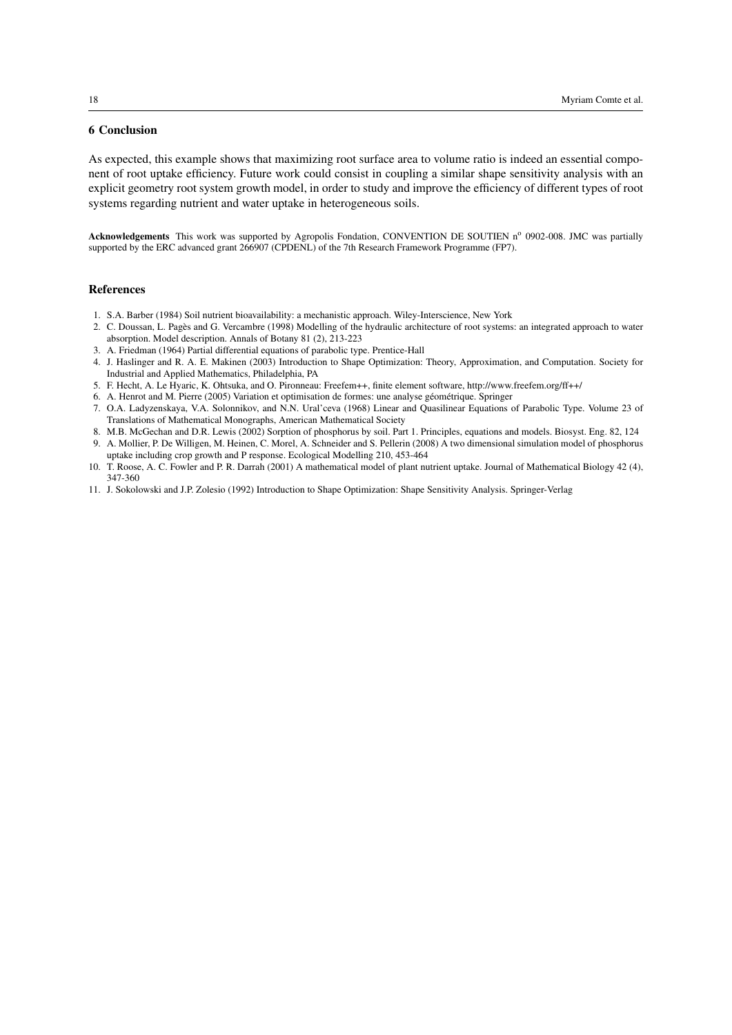## 6 Conclusion

As expected, this example shows that maximizing root surface area to volume ratio is indeed an essential component of root uptake efficiency. Future work could consist in coupling a similar shape sensitivity analysis with an explicit geometry root system growth model, in order to study and improve the efficiency of different types of root systems regarding nutrient and water uptake in heterogeneous soils.

**Acknowledgements** This work was supported by Agropolis Fondation, CONVENTION DE SOUTIEN n° 0902-008. JMC was partially supported by the ERC advanced grant 266907 (CPDENL) of the 7th Research Framework Programme (FP7).

## References

1. S.A. Barber (1984) Soil nutrient bioavailability: a mechanistic approach. Wiley-Interscience, New York
2. C. Doussan, L. Pagès and G. Vercambre (1998) Modelling of the hydraulic architecture of root systems: an integrated approach to water absorption. Model description. Annals of Botany 81 (2), 213-223
3. A. Friedman (1964) Partial differential equations of parabolic type. Prentice-Hall
4. J. Haslinger and R. A. E. Makinen (2003) Introduction to Shape Optimization: Theory, Approximation, and Computation. Society for Industrial and Applied Mathematics, Philadelphia, PA
5. F. Hecht, A. Le Hyaric, K. Ohtsuka, and O. Pironneau: Freefem++, finite element software, http://www.freefem.org/ff++/
6. A. Henrot and M. Pierre (2005) Variation et optimisation de formes: une analyse géométrique. Springer
7. O.A. Ladyzenskaya, V.A. Solonnikov, and N.N. Ural'ceva (1968) Linear and Quasilinear Equations of Parabolic Type. Volume 23 of Translations of Mathematical Monographs, American Mathematical Society
8. M.B. McGechan and D.R. Lewis (2002) Sorption of phosphorus by soil. Part 1. Principles, equations and models. Biosyst. Eng. 82, 124
9. A. Mollier, P. De Willigen, M. Heinen, C. Morel, A. Schneider and S. Pellerin (2008) A two dimensional simulation model of phosphorus uptake including crop growth and P response. Ecological Modelling 210, 453-464
10. T. Roose, A. C. Fowler and P. R. Darrah (2001) A mathematical model of plant nutrient uptake. Journal of Mathematical Biology 42 (4), 347-360
11. J. Sokolowski and J.P. Zolesio (1992) Introduction to Shape Optimization: Shape Sensitivity Analysis. Springer-Verlag